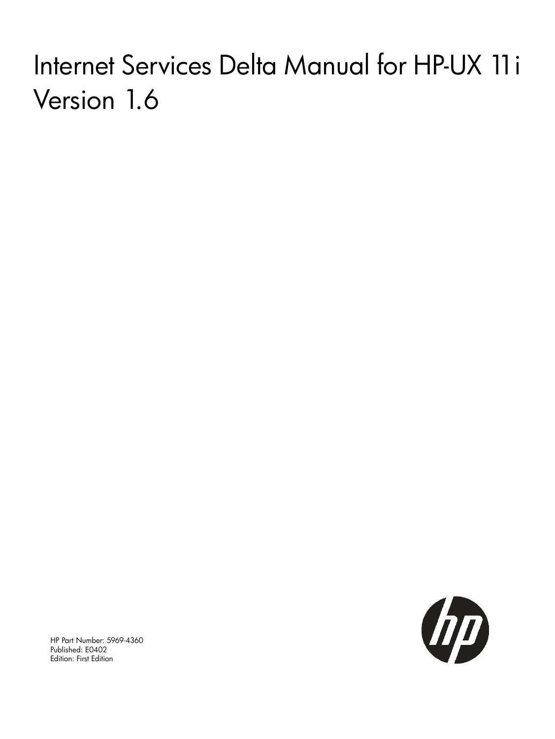# Internet Services Delta Manual for HP-UX 11i Version 1.6

HP Part Number: 5969-4360
Published: E0402
Edition: First Edition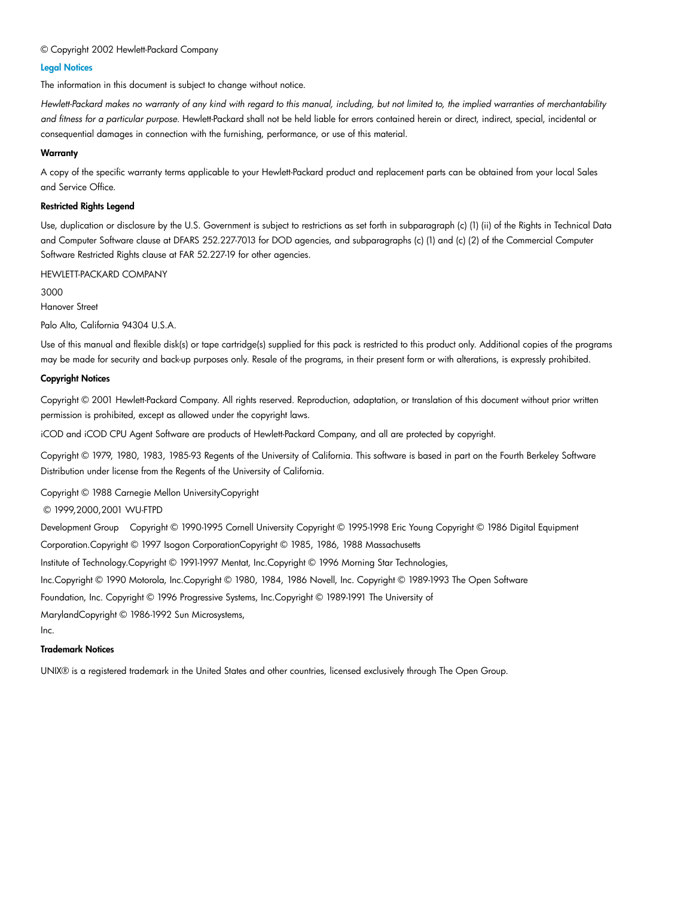© Copyright 2002 Hewlett-Packard Company

## Legal Notices

The information in this document is subject to change without notice.

*Hewlett-Packard makes no warranty of any kind with regard to this manual, including, but not limited to, the implied warranties of merchantability and fitness for a particular purpose.* Hewlett-Packard shall not be held liable for errors contained herein or direct, indirect, special, incidental or consequential damages in connection with the furnishing, performance, or use of this material.

### Warranty

A copy of the specific warranty terms applicable to your Hewlett-Packard product and replacement parts can be obtained from your local Sales and Service Office.

### Restricted Rights Legend

Use, duplication or disclosure by the U.S. Government is subject to restrictions as set forth in subparagraph (c) (1) (ii) of the Rights in Technical Data and Computer Software clause at DFARS 252.227-7013 for DOD agencies, and subparagraphs (c) (1) and (c) (2) of the Commercial Computer Software Restricted Rights clause at FAR 52.227-19 for other agencies.

HEWLETT-PACKARD COMPANY

3000
Hanover Street

Palo Alto, California 94304 U.S.A.

Use of this manual and flexible disk(s) or tape cartridge(s) supplied for this pack is restricted to this product only. Additional copies of the programs may be made for security and back-up purposes only. Resale of the programs, in their present form or with alterations, is expressly prohibited.

### Copyright Notices

Copyright © 2001 Hewlett-Packard Company. All rights reserved. Reproduction, adaptation, or translation of this document without prior written permission is prohibited, except as allowed under the copyright laws.

iCOD and iCOD CPU Agent Software are products of Hewlett-Packard Company, and all are protected by copyright.

Copyright © 1979, 1980, 1983, 1985-93 Regents of the University of California. This software is based in part on the Fourth Berkeley Software Distribution under license from the Regents of the University of California.

Copyright © 1988 Carnegie Mellon UniversityCopyright

© 1999,2000,2001 WU-FTPD

Development Group Copyright © 1990-1995 Cornell University Copyright © 1995-1998 Eric Young Copyright © 1986 Digital Equipment Corporation.Copyright © 1997 Isogon CorporationCopyright © 1985, 1986, 1988 Massachusetts Institute of Technology.Copyright © 1991-1997 Mentat, Inc.Copyright © 1996 Morning Star Technologies, Inc.Copyright © 1990 Motorola, Inc.Copyright © 1980, 1984, 1986 Novell, Inc. Copyright © 1989-1993 The Open Software Foundation, Inc. Copyright © 1996 Progressive Systems, Inc.Copyright © 1989-1991 The University of MarylandCopyright © 1986-1992 Sun Microsystems, Inc.

### Trademark Notices

UNIX® is a registered trademark in the United States and other countries, licensed exclusively through The Open Group.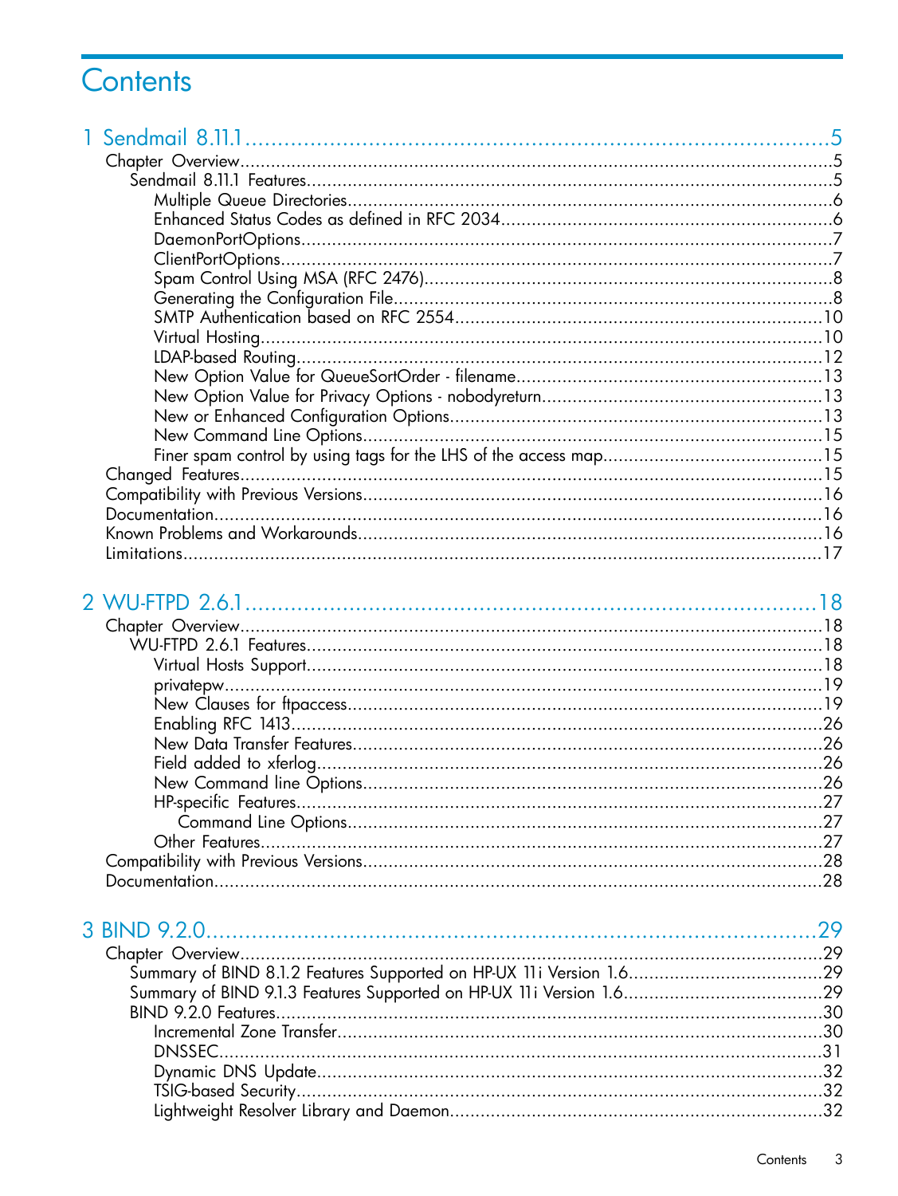# Contents

1 Sendmail 8.11.1 ... 5
- Chapter Overview ... 5
  - Sendmail 8.11.1 Features ... 5
    - Multiple Queue Directories ... 6
    - Enhanced Status Codes as defined in RFC 2034 ... 6
    - DaemonPortOptions ... 7
    - ClientPortOptions ... 7
    - Spam Control Using MSA (RFC 2476) ... 8
    - Generating the Configuration File ... 8
    - SMTP Authentication based on RFC 2554 ... 10
    - Virtual Hosting ... 10
    - LDAP-based Routing ... 12
    - New Option Value for QueueSortOrder - filename ... 13
    - New Option Value for Privacy Options - nobodyreturn ... 13
    - New or Enhanced Configuration Options ... 13
    - New Command Line Options ... 15
    - Finer spam control by using tags for the LHS of the access map ... 15
- Changed Features ... 15
- Compatibility with Previous Versions ... 16
- Documentation ... 16
- Known Problems and Workarounds ... 16
- Limitations ... 17

2 WU-FTPD 2.6.1 ... 18
- Chapter Overview ... 18
  - WU-FTPD 2.6.1 Features ... 18
    - Virtual Hosts Support ... 18
    - privatepw ... 19
    - New Clauses for ftpaccess ... 19
    - Enabling RFC 1413 ... 26
    - New Data Transfer Features ... 26
    - Field added to xferlog ... 26
    - New Command line Options ... 26
    - HP-specific Features ... 27
      - Command Line Options ... 27
    - Other Features ... 27
- Compatibility with Previous Versions ... 28
- Documentation ... 28

3 BIND 9.2.0 ... 29
- Chapter Overview ... 29
  - Summary of BIND 8.1.2 Features Supported on HP-UX 11i Version 1.6 ... 29
  - Summary of BIND 9.1.3 Features Supported on HP-UX 11i Version 1.6 ... 29
  - BIND 9.2.0 Features ... 30
    - Incremental Zone Transfer ... 30
    - DNSSEC ... 31
    - Dynamic DNS Update ... 32
    - TSIG-based Security ... 32
    - Lightweight Resolver Library and Daemon ... 32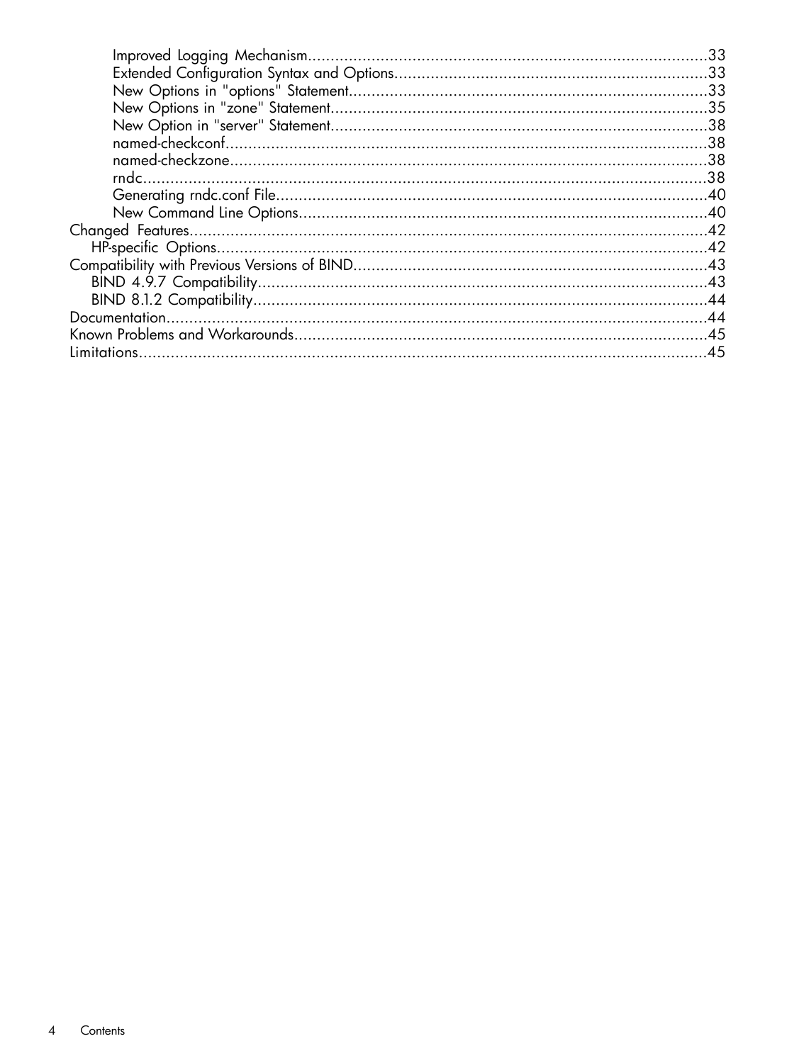Improved Logging Mechanism.......................................................................................33
Extended Configuration Syntax and Options....................................................................33
New Options in "options" Statement.............................................................................33
New Options in "zone" Statement.................................................................................35
New Option in "server" Statement.................................................................................38
named-checkconf.........................................................................................................38
named-checkzone........................................................................................................38
rndc............................................................................................................................38
Generating rndc.conf File.............................................................................................40
New Command Line Options........................................................................................40
Changed Features..............................................................................................................42
HP-specific Options.......................................................................................................42
Compatibility with Previous Versions of BIND.........................................................................43
BIND 4.9.7 Compatibility...............................................................................................43
BIND 8.1.2 Compatibility...............................................................................................44
Documentation...................................................................................................................44
Known Problems and Workarounds........................................................................................45
Limitations.........................................................................................................................45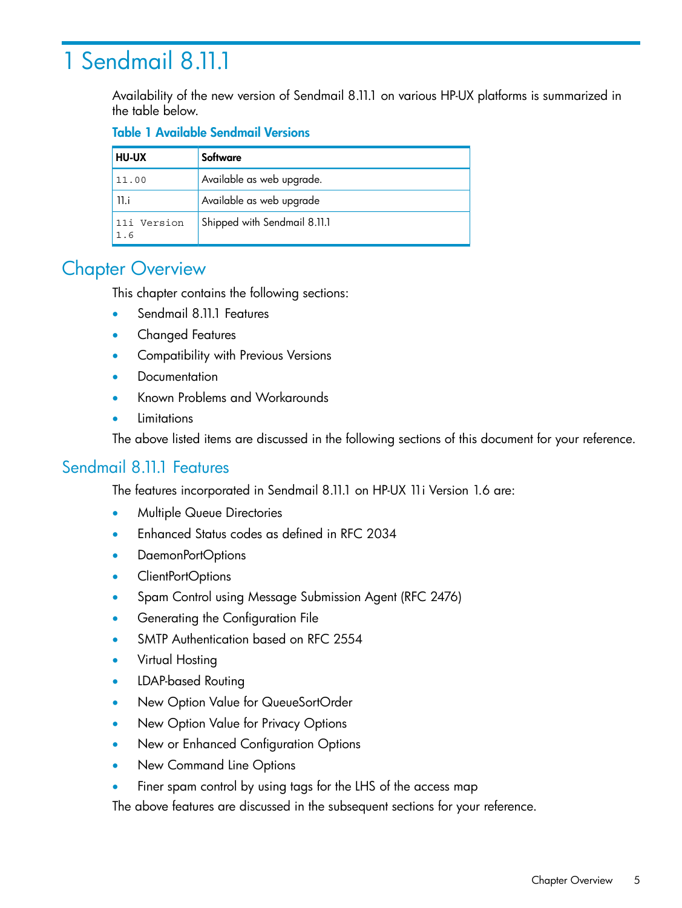# 1 Sendmail 8.11.1

Availability of the new version of Sendmail 8.11.1 on various HP-UX platforms is summarized in the table below.

**Table 1 Available Sendmail Versions**

| HU-UX | Software |
| --- | --- |
| 11.00 | Available as web upgrade. |
| 11.i | Available as web upgrade |
| 11i Version 1.6 | Shipped with Sendmail 8.11.1 |

## Chapter Overview

This chapter contains the following sections:

- Sendmail 8.11.1 Features
- Changed Features
- Compatibility with Previous Versions
- Documentation
- Known Problems and Workarounds
- Limitations

The above listed items are discussed in the following sections of this document for your reference.

## Sendmail 8.11.1 Features

The features incorporated in Sendmail 8.11.1 on HP-UX 11i Version 1.6 are:

- Multiple Queue Directories
- Enhanced Status codes as defined in RFC 2034
- DaemonPortOptions
- ClientPortOptions
- Spam Control using Message Submission Agent (RFC 2476)
- Generating the Configuration File
- SMTP Authentication based on RFC 2554
- Virtual Hosting
- LDAP-based Routing
- New Option Value for QueueSortOrder
- New Option Value for Privacy Options
- New or Enhanced Configuration Options
- New Command Line Options
- Finer spam control by using tags for the LHS of the access map

The above features are discussed in the subsequent sections for your reference.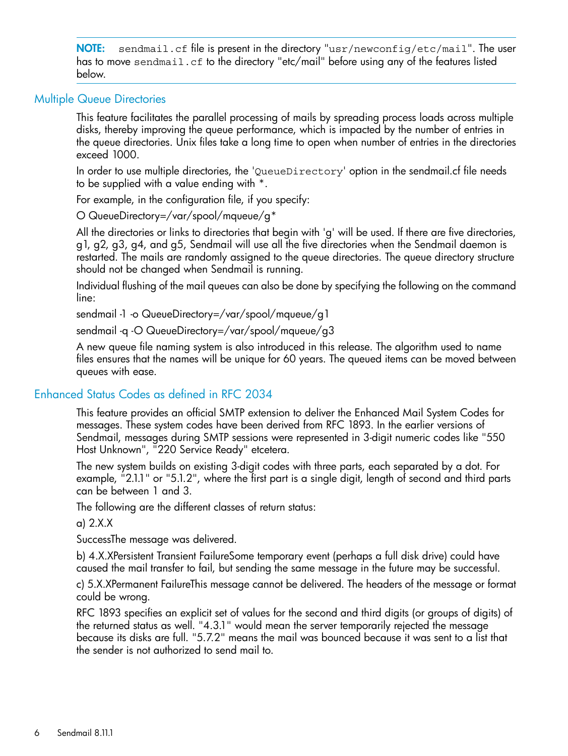**NOTE:** `sendmail.cf` file is present in the directory "`usr/newconfig/etc/mail`". The user has to move `sendmail.cf` to the directory "etc/mail" before using any of the features listed below.

## Multiple Queue Directories

This feature facilitates the parallel processing of mails by spreading process loads across multiple disks, thereby improving the queue performance, which is impacted by the number of entries in the queue directories. Unix files take a long time to open when number of entries in the directories exceed 1000.

In order to use multiple directories, the '`QueueDirectory`' option in the sendmail.cf file needs to be supplied with a value ending with *.

For example, in the configuration file, if you specify:

O QueueDirectory=/var/spool/mqueue/g*

All the directories or links to directories that begin with 'g' will be used. If there are five directories, g1, g2, g3, g4, and g5, Sendmail will use all the five directories when the Sendmail daemon is restarted. The mails are randomly assigned to the queue directories. The queue directory structure should not be changed when Sendmail is running.

Individual flushing of the mail queues can also be done by specifying the following on the command line:

sendmail -1 -o QueueDirectory=/var/spool/mqueue/g1

sendmail -q -O QueueDirectory=/var/spool/mqueue/g3

A new queue file naming system is also introduced in this release. The algorithm used to name files ensures that the names will be unique for 60 years. The queued items can be moved between queues with ease.

## Enhanced Status Codes as defined in RFC 2034

This feature provides an official SMTP extension to deliver the Enhanced Mail System Codes for messages. These system codes have been derived from RFC 1893. In the earlier versions of Sendmail, messages during SMTP sessions were represented in 3-digit numeric codes like "550 Host Unknown", "220 Service Ready" etcetera.

The new system builds on existing 3-digit codes with three parts, each separated by a dot. For example, "2.1.1" or "5.1.2", where the first part is a single digit, length of second and third parts can be between 1 and 3.

The following are the different classes of return status:

a) 2.X.X

SuccessThe message was delivered.

b) 4.X.XPersistent Transient FailureSome temporary event (perhaps a full disk drive) could have caused the mail transfer to fail, but sending the same message in the future may be successful.

c) 5.X.XPermanent FailureThis message cannot be delivered. The headers of the message or format could be wrong.

RFC 1893 specifies an explicit set of values for the second and third digits (or groups of digits) of the returned status as well. "4.3.1" would mean the server temporarily rejected the message because its disks are full. "5.7.2" means the mail was bounced because it was sent to a list that the sender is not authorized to send mail to.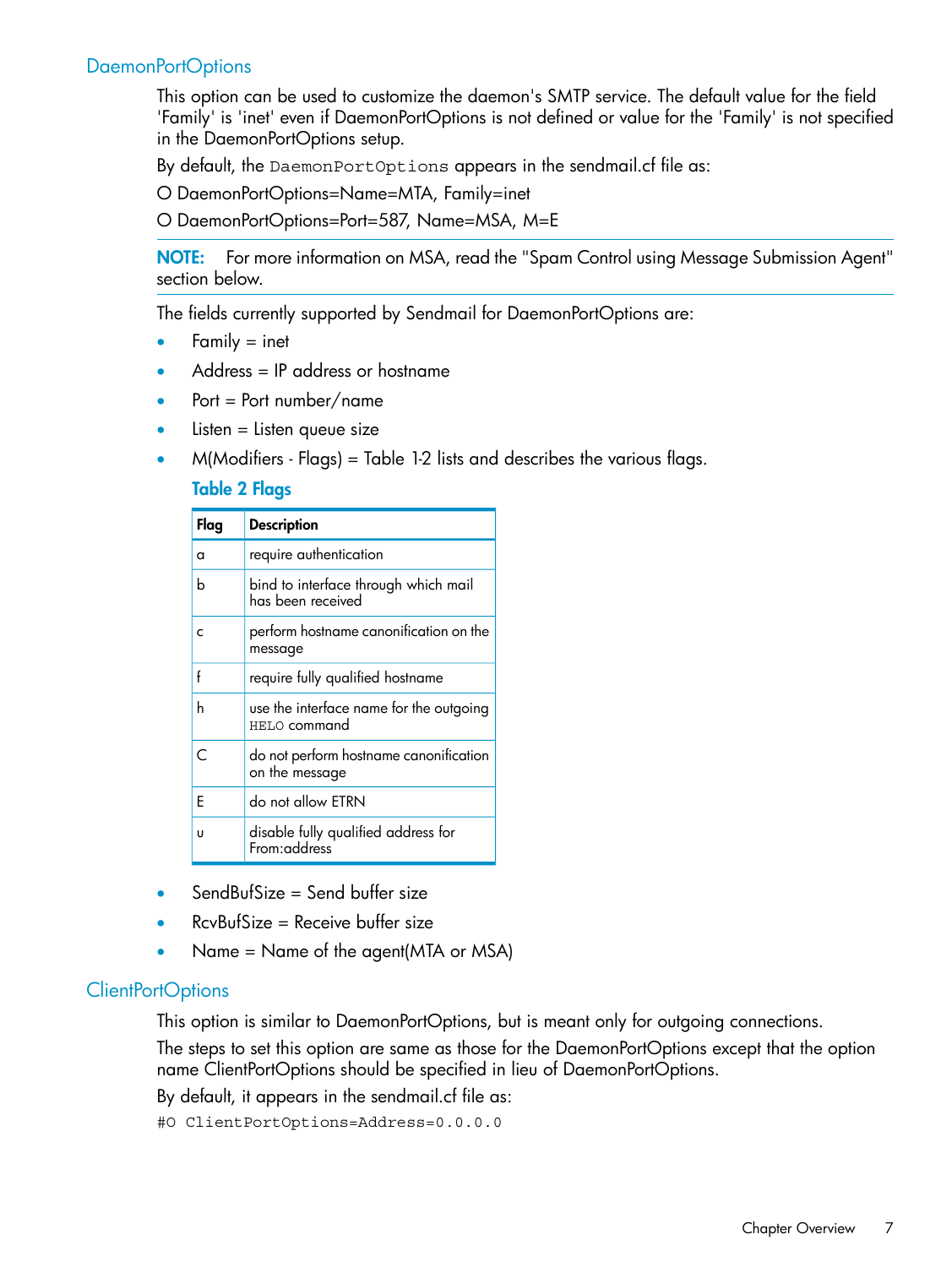## DaemonPortOptions

This option can be used to customize the daemon's SMTP service. The default value for the field 'Family' is 'inet' even if DaemonPortOptions is not defined or value for the 'Family' is not specified in the DaemonPortOptions setup.

By default, the `DaemonPortOptions` appears in the sendmail.cf file as:

O DaemonPortOptions=Name=MTA, Family=inet

O DaemonPortOptions=Port=587, Name=MSA, M=E

**NOTE:** For more information on MSA, read the "Spam Control using Message Submission Agent" section below.

The fields currently supported by Sendmail for DaemonPortOptions are:

- Family = inet
- Address = IP address or hostname
- Port = Port number/name
- Listen = Listen queue size
- M(Modifiers - Flags) = Table 1-2 lists and describes the various flags.

  **Table 2 Flags**

  | Flag | Description |
  |---|---|
  | a | require authentication |
  | b | bind to interface through which mail has been received |
  | c | perform hostname canonification on the message |
  | f | require fully qualified hostname |
  | h | use the interface name for the outgoing `HELO` command |
  | C | do not perform hostname canonification on the message |
  | E | do not allow ETRN |
  | u | disable fully qualified address for From:address |

- SendBufSize = Send buffer size
- RcvBufSize = Receive buffer size
- Name = Name of the agent(MTA or MSA)

## ClientPortOptions

This option is similar to DaemonPortOptions, but is meant only for outgoing connections.

The steps to set this option are same as those for the DaemonPortOptions except that the option name ClientPortOptions should be specified in lieu of DaemonPortOptions.

By default, it appears in the sendmail.cf file as:

```
#O ClientPortOptions=Address=0.0.0.0
```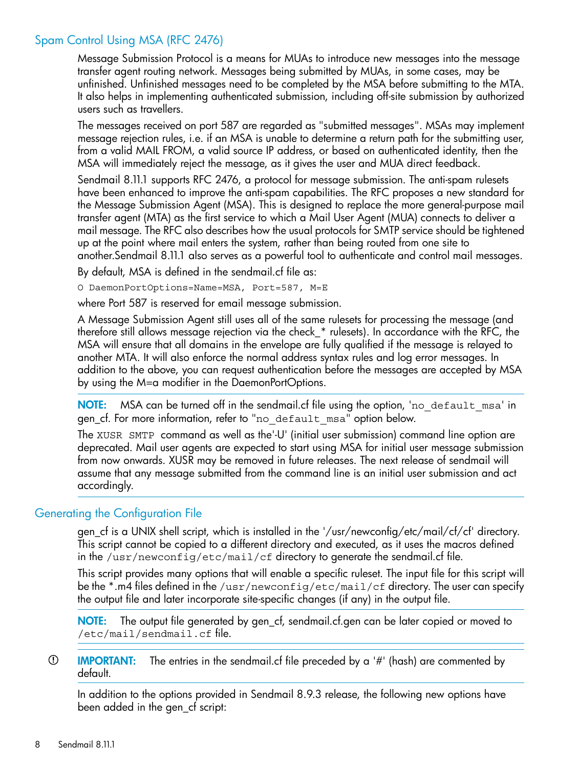## Spam Control Using MSA (RFC 2476)

Message Submission Protocol is a means for MUAs to introduce new messages into the message transfer agent routing network. Messages being submitted by MUAs, in some cases, may be unfinished. Unfinished messages need to be completed by the MSA before submitting to the MTA. It also helps in implementing authenticated submission, including off-site submission by authorized users such as travellers.

The messages received on port 587 are regarded as "submitted messages". MSAs may implement message rejection rules, i.e. if an MSA is unable to determine a return path for the submitting user, from a valid MAIL FROM, a valid source IP address, or based on authenticated identity, then the MSA will immediately reject the message, as it gives the user and MUA direct feedback.

Sendmail 8.11.1 supports RFC 2476, a protocol for message submission. The anti-spam rulesets have been enhanced to improve the anti-spam capabilities. The RFC proposes a new standard for the Message Submission Agent (MSA). This is designed to replace the more general-purpose mail transfer agent (MTA) as the first service to which a Mail User Agent (MUA) connects to deliver a mail message. The RFC also describes how the usual protocols for SMTP service should be tightened up at the point where mail enters the system, rather than being routed from one site to another.Sendmail 8.11.1 also serves as a powerful tool to authenticate and control mail messages.

By default, MSA is defined in the sendmail.cf file as:

```
O DaemonPortOptions=Name=MSA, Port=587, M=E
```

where Port 587 is reserved for email message submission.

A Message Submission Agent still uses all of the same rulesets for processing the message (and therefore still allows message rejection via the check_* rulesets). In accordance with the RFC, the MSA will ensure that all domains in the envelope are fully qualified if the message is relayed to another MTA. It will also enforce the normal address syntax rules and log error messages. In addition to the above, you can request authentication before the messages are accepted by MSA by using the M=a modifier in the DaemonPortOptions.

**NOTE:** MSA can be turned off in the sendmail.cf file using the option, '`no_default_msa`' in gen_cf. For more information, refer to "`no_default_msa`" option below.

The `XUSR SMTP` command as well as the'-U' (initial user submission) command line option are deprecated. Mail user agents are expected to start using MSA for initial user message submission from now onwards. XUSR may be removed in future releases. The next release of sendmail will assume that any message submitted from the command line is an initial user submission and act accordingly.

## Generating the Configuration File

gen_cf is a UNIX shell script, which is installed in the '/usr/newconfig/etc/mail/cf/cf' directory. This script cannot be copied to a different directory and executed, as it uses the macros defined in the `/usr/newconfig/etc/mail/cf` directory to generate the sendmail.cf file.

This script provides many options that will enable a specific ruleset. The input file for this script will be the *.m4 files defined in the `/usr/newconfig/etc/mail/cf` directory. The user can specify the output file and later incorporate site-specific changes (if any) in the output file.

**NOTE:** The output file generated by gen_cf, sendmail.cf.gen can be later copied or moved to `/etc/mail/sendmail.cf` file.

**IMPORTANT:** The entries in the sendmail.cf file preceded by a '#' (hash) are commented by default.

In addition to the options provided in Sendmail 8.9.3 release, the following new options have been added in the gen_cf script: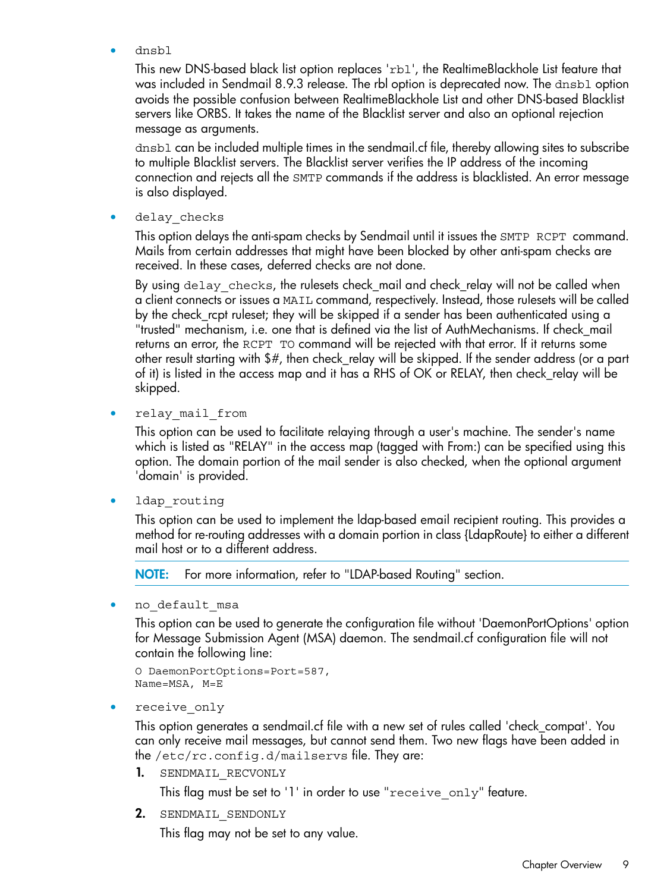- `dnsbl`

  This new DNS-based black list option replaces 'rbl', the RealtimeBlackhole List feature that was included in Sendmail 8.9.3 release. The rbl option is deprecated now. The `dnsbl` option avoids the possible confusion between RealtimeBlackhole List and other DNS-based Blacklist servers like ORBS. It takes the name of the Blacklist server and also an optional rejection message as arguments.

  `dnsbl` can be included multiple times in the sendmail.cf file, thereby allowing sites to subscribe to multiple Blacklist servers. The Blacklist server verifies the IP address of the incoming connection and rejects all the `SMTP` commands if the address is blacklisted. An error message is also displayed.

- `delay_checks`

  This option delays the anti-spam checks by Sendmail until it issues the `SMTP RCPT` command. Mails from certain addresses that might have been blocked by other anti-spam checks are received. In these cases, deferred checks are not done.

  By using `delay_checks`, the rulesets check_mail and check_relay will not be called when a client connects or issues a `MAIL` command, respectively. Instead, those rulesets will be called by the check_rcpt ruleset; they will be skipped if a sender has been authenticated using a "trusted" mechanism, i.e. one that is defined via the list of AuthMechanisms. If check_mail returns an error, the `RCPT TO` command will be rejected with that error. If it returns some other result starting with $#, then check_relay will be skipped. If the sender address (or a part of it) is listed in the access map and it has a RHS of OK or RELAY, then check_relay will be skipped.

- `relay_mail_from`

  This option can be used to facilitate relaying through a user's machine. The sender's name which is listed as "RELAY" in the access map (tagged with From:) can be specified using this option. The domain portion of the mail sender is also checked, when the optional argument 'domain' is provided.

- `ldap_routing`

  This option can be used to implement the ldap-based email recipient routing. This provides a method for re-routing addresses with a domain portion in class {LdapRoute} to either a different mail host or to a different address.

  **NOTE:** For more information, refer to "LDAP-based Routing" section.

- `no_default_msa`

  This option can be used to generate the configuration file without 'DaemonPortOptions' option for Message Submission Agent (MSA) daemon. The sendmail.cf configuration file will not contain the following line:

  ```
  O DaemonPortOptions=Port=587,
  Name=MSA, M=E
  ```

- `receive_only`

  This option generates a sendmail.cf file with a new set of rules called 'check_compat'. You can only receive mail messages, but cannot send them. Two new flags have been added in the `/etc/rc.config.d/mailservs` file. They are:

  1. `SENDMAIL_RECVONLY`

     This flag must be set to '1' in order to use "`receive_only`" feature.

  2. `SENDMAIL_SENDONLY`

     This flag may not be set to any value.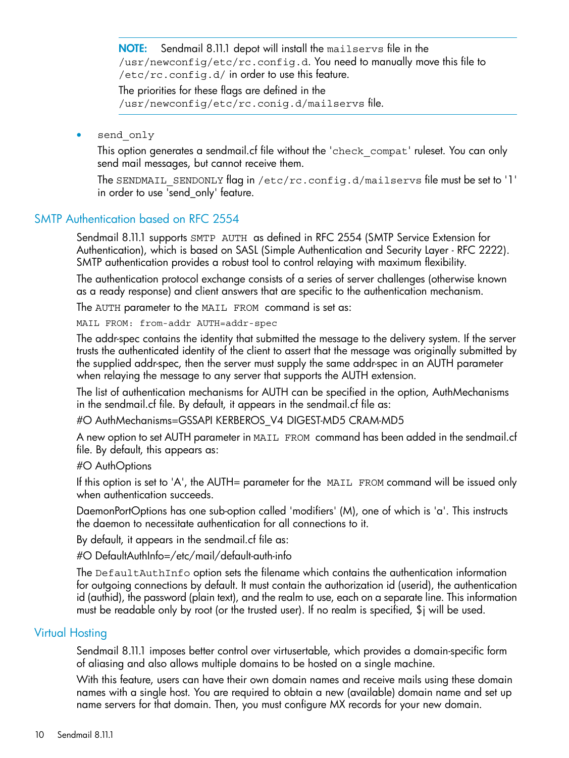**NOTE:** Sendmail 8.11.1 depot will install the `mailservs` file in the `/usr/newconfig/etc/rc.config.d`. You need to manually move this file to `/etc/rc.config.d/` in order to use this feature.

The priorities for these flags are defined in the `/usr/newconfig/etc/rc.conig.d/mailservs` file.

- `send_only`

  This option generates a sendmail.cf file without the '`check_compat`' ruleset. You can only send mail messages, but cannot receive them.

  The `SENDMAIL_SENDONLY` flag in `/etc/rc.config.d/mailservs` file must be set to '`1`' in order to use 'send_only' feature.

## SMTP Authentication based on RFC 2554

Sendmail 8.11.1 supports `SMTP AUTH` as defined in RFC 2554 (SMTP Service Extension for Authentication), which is based on SASL (Simple Authentication and Security Layer - RFC 2222). SMTP authentication provides a robust tool to control relaying with maximum flexibility.

The authentication protocol exchange consists of a series of server challenges (otherwise known as a ready response) and client answers that are specific to the authentication mechanism.

The `AUTH` parameter to the `MAIL FROM` command is set as:

```
MAIL FROM: from-addr AUTH=addr-spec
```

The addr-spec contains the identity that submitted the message to the delivery system. If the server trusts the authenticated identity of the client to assert that the message was originally submitted by the supplied addr-spec, then the server must supply the same addr-spec in an AUTH parameter when relaying the message to any server that supports the AUTH extension.

The list of authentication mechanisms for AUTH can be specified in the option, AuthMechanisms in the sendmail.cf file. By default, it appears in the sendmail.cf file as:

#O AuthMechanisms=GSSAPI KERBEROS_V4 DIGEST-MD5 CRAM-MD5

A new option to set AUTH parameter in `MAIL FROM` command has been added in the sendmail.cf file. By default, this appears as:

#O AuthOptions

If this option is set to 'A', the AUTH= parameter for the `MAIL FROM` command will be issued only when authentication succeeds.

DaemonPortOptions has one sub-option called 'modifiers' (M), one of which is 'a'. This instructs the daemon to necessitate authentication for all connections to it.

By default, it appears in the sendmail.cf file as:

#O DefaultAuthInfo=/etc/mail/default-auth-info

The `DefaultAuthInfo` option sets the filename which contains the authentication information for outgoing connections by default. It must contain the authorization id (userid), the authentication id (authid), the password (plain text), and the realm to use, each on a separate line. This information must be readable only by root (or the trusted user). If no realm is specified, $j will be used.

## Virtual Hosting

Sendmail 8.11.1 imposes better control over virtusertable, which provides a domain-specific form of aliasing and also allows multiple domains to be hosted on a single machine.

With this feature, users can have their own domain names and receive mails using these domain names with a single host. You are required to obtain a new (available) domain name and set up name servers for that domain. Then, you must configure MX records for your new domain.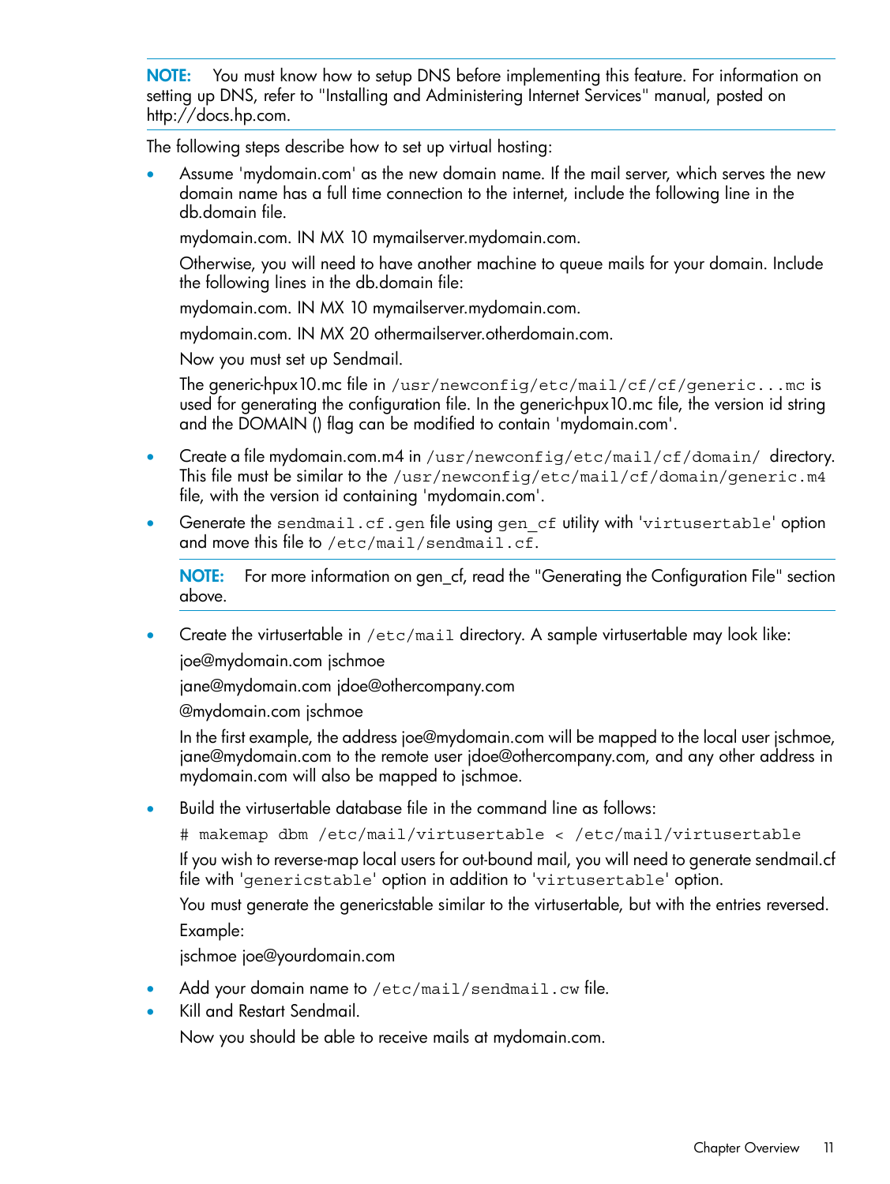**NOTE:** You must know how to setup DNS before implementing this feature. For information on setting up DNS, refer to "Installing and Administering Internet Services" manual, posted on http://docs.hp.com.

The following steps describe how to set up virtual hosting:

- Assume 'mydomain.com' as the new domain name. If the mail server, which serves the new domain name has a full time connection to the internet, include the following line in the db.domain file.

  mydomain.com. IN MX 10 mymailserver.mydomain.com.

  Otherwise, you will need to have another machine to queue mails for your domain. Include the following lines in the db.domain file:

  mydomain.com. IN MX 10 mymailserver.mydomain.com.

  mydomain.com. IN MX 20 othermailserver.otherdomain.com.

  Now you must set up Sendmail.

  The generic-hpux10.mc file in `/usr/newconfig/etc/mail/cf/cf/generic...mc` is used for generating the configuration file. In the generic-hpux10.mc file, the version id string and the DOMAIN () flag can be modified to contain 'mydomain.com'.

- Create a file mydomain.com.m4 in `/usr/newconfig/etc/mail/cf/domain/` directory. This file must be similar to the `/usr/newconfig/etc/mail/cf/domain/generic.m4` file, with the version id containing 'mydomain.com'.

- Generate the `sendmail.cf.gen` file using `gen_cf` utility with '`virtusertable`' option and move this file to `/etc/mail/sendmail.cf`.

  **NOTE:** For more information on gen_cf, read the "Generating the Configuration File" section above.

- Create the virtusertable in `/etc/mail` directory. A sample virtusertable may look like:

  joe@mydomain.com jschmoe

  jane@mydomain.com jdoe@othercompany.com

  @mydomain.com jschmoe

  In the first example, the address joe@mydomain.com will be mapped to the local user jschmoe, jane@mydomain.com to the remote user jdoe@othercompany.com, and any other address in mydomain.com will also be mapped to jschmoe.

- Build the virtusertable database file in the command line as follows:

  ```
  # makemap dbm /etc/mail/virtusertable < /etc/mail/virtusertable
  ```

  If you wish to reverse-map local users for out-bound mail, you will need to generate sendmail.cf file with '`genericstable`' option in addition to '`virtusertable`' option.

  You must generate the genericstable similar to the virtusertable, but with the entries reversed.

  Example:

  jschmoe joe@yourdomain.com

- Add your domain name to `/etc/mail/sendmail.cw` file.
- Kill and Restart Sendmail.

  Now you should be able to receive mails at mydomain.com.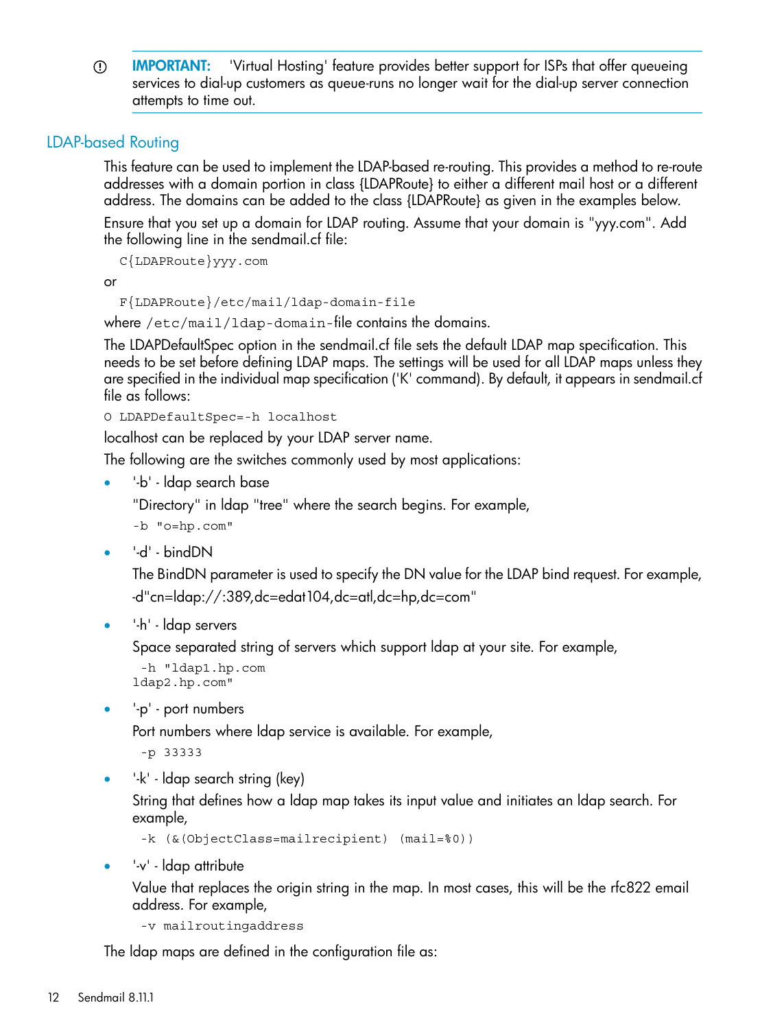> **IMPORTANT:** 'Virtual Hosting' feature provides better support for ISPs that offer queueing services to dial-up customers as queue-runs no longer wait for the dial-up server connection attempts to time out.

## LDAP-based Routing

This feature can be used to implement the LDAP-based re-routing. This provides a method to re-route addresses with a domain portion in class {LDAPRoute} to either a different mail host or a different address. The domains can be added to the class {LDAPRoute} as given in the examples below.

Ensure that you set up a domain for LDAP routing. Assume that your domain is "yyy.com". Add the following line in the sendmail.cf file:

```
C{LDAPRoute}yyy.com
```

or

```
F{LDAPRoute}/etc/mail/ldap-domain-file
```

where `/etc/mail/ldap-domain-`file contains the domains.

The LDAPDefaultSpec option in the sendmail.cf file sets the default LDAP map specification. This needs to be set before defining LDAP maps. The settings will be used for all LDAP maps unless they are specified in the individual map specification ('K' command). By default, it appears in sendmail.cf file as follows:

```
O LDAPDefaultSpec=-h localhost
```

localhost can be replaced by your LDAP server name.

The following are the switches commonly used by most applications:

- '-b' - ldap search base

  "Directory" in ldap "tree" where the search begins. For example,

  ```
  -b "o=hp.com"
  ```

- '-d' - bindDN

  The BindDN parameter is used to specify the DN value for the LDAP bind request. For example,

  -d"cn=ldap://:389,dc=edat104,dc=atl,dc=hp,dc=com"

- '-h' - ldap servers

  Space separated string of servers which support ldap at your site. For example,

  ```
  -h "ldap1.hp.com
  ldap2.hp.com"
  ```

- '-p' - port numbers

  Port numbers where ldap service is available. For example,

  ```
  -p 33333
  ```

- '-k' - ldap search string (key)

  String that defines how a ldap map takes its input value and initiates an ldap search. For example,

  ```
  -k (&(ObjectClass=mailrecipient) (mail=%0))
  ```

- '-v' - ldap attribute

  Value that replaces the origin string in the map. In most cases, this will be the rfc822 email address. For example,

  ```
  -v mailroutingaddress
  ```

The ldap maps are defined in the configuration file as: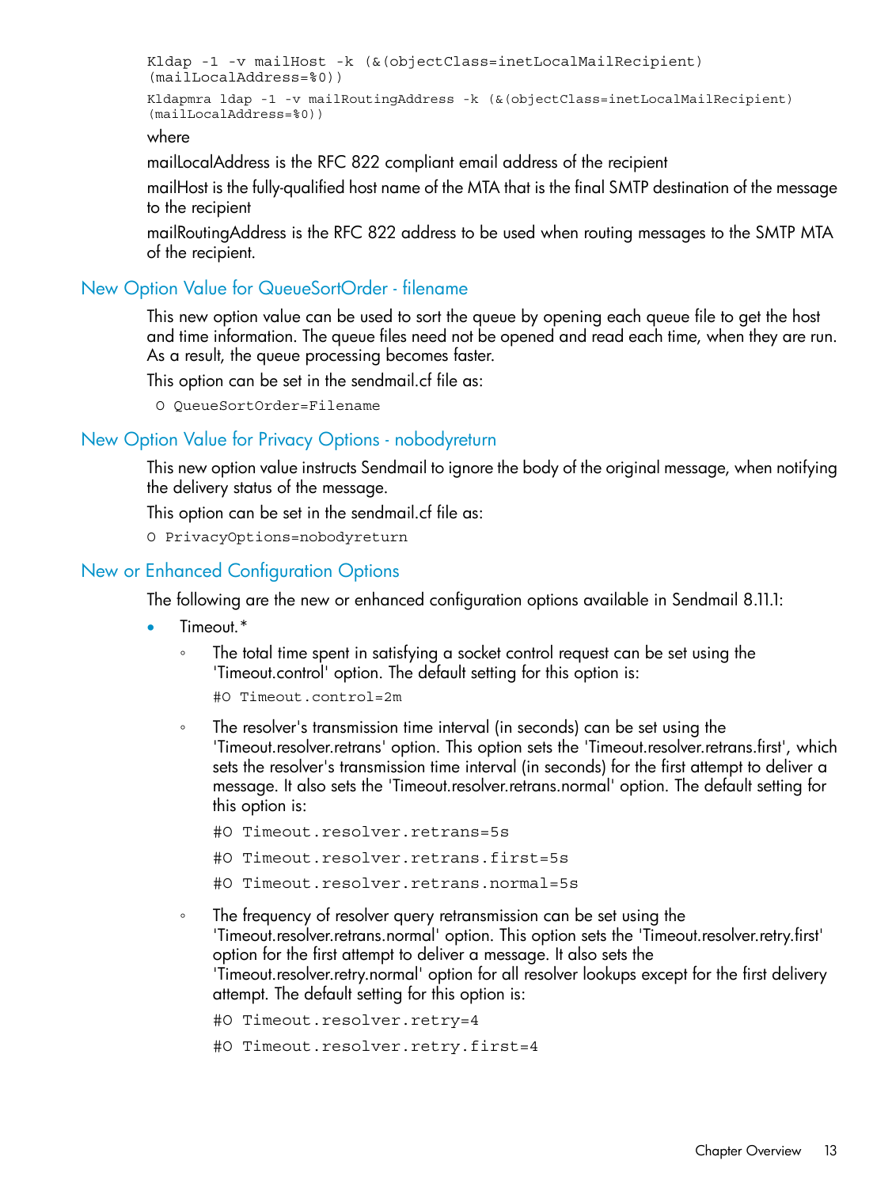```
Kldap -1 -v mailHost -k (&(objectClass=inetLocalMailRecipient)
(mailLocalAddress=%0))
Kldapmra ldap -1 -v mailRoutingAddress -k (&(objectClass=inetLocalMailRecipient)
(mailLocalAddress=%0))
```

where

mailLocalAddress is the RFC 822 compliant email address of the recipient

mailHost is the fully-qualified host name of the MTA that is the final SMTP destination of the message to the recipient

mailRoutingAddress is the RFC 822 address to be used when routing messages to the SMTP MTA of the recipient.

### New Option Value for QueueSortOrder - filename

This new option value can be used to sort the queue by opening each queue file to get the host and time information. The queue files need not be opened and read each time, when they are run. As a result, the queue processing becomes faster.

This option can be set in the sendmail.cf file as:

```
O QueueSortOrder=Filename
```

### New Option Value for Privacy Options - nobodyreturn

This new option value instructs Sendmail to ignore the body of the original message, when notifying the delivery status of the message.

This option can be set in the sendmail.cf file as:

```
O PrivacyOptions=nobodyreturn
```

### New or Enhanced Configuration Options

The following are the new or enhanced configuration options available in Sendmail 8.11.1:

- Timeout.*
  - The total time spent in satisfying a socket control request can be set using the 'Timeout.control' option. The default setting for this option is:

    ```
    #O Timeout.control=2m
    ```

  - The resolver's transmission time interval (in seconds) can be set using the 'Timeout.resolver.retrans' option. This option sets the 'Timeout.resolver.retrans.first', which sets the resolver's transmission time interval (in seconds) for the first attempt to deliver a message. It also sets the 'Timeout.resolver.retrans.normal' option. The default setting for this option is:

    ```
    #O Timeout.resolver.retrans=5s
    #O Timeout.resolver.retrans.first=5s
    #O Timeout.resolver.retrans.normal=5s
    ```

  - The frequency of resolver query retransmission can be set using the 'Timeout.resolver.retrans.normal' option. This option sets the 'Timeout.resolver.retry.first' option for the first attempt to deliver a message. It also sets the 'Timeout.resolver.retry.normal' option for all resolver lookups except for the first delivery attempt. The default setting for this option is:

    ```
    #O Timeout.resolver.retry=4
    #O Timeout.resolver.retry.first=4
    ```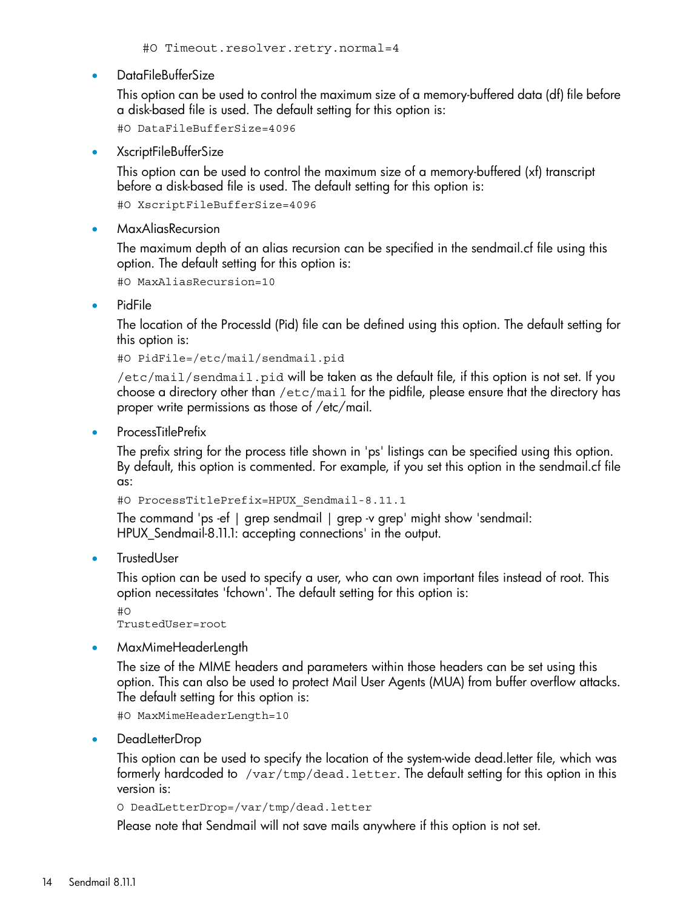```
#O Timeout.resolver.retry.normal=4
```

- DataFileBufferSize

  This option can be used to control the maximum size of a memory-buffered data (df) file before a disk-based file is used. The default setting for this option is:

  ```
  #O DataFileBufferSize=4096
  ```

- XscriptFileBufferSize

  This option can be used to control the maximum size of a memory-buffered (xf) transcript before a disk-based file is used. The default setting for this option is:

  ```
  #O XscriptFileBufferSize=4096
  ```

- MaxAliasRecursion

  The maximum depth of an alias recursion can be specified in the sendmail.cf file using this option. The default setting for this option is:

  ```
  #O MaxAliasRecursion=10
  ```

- PidFile

  The location of the ProcessId (Pid) file can be defined using this option. The default setting for this option is:

  ```
  #O PidFile=/etc/mail/sendmail.pid
  ```

  `/etc/mail/sendmail.pid` will be taken as the default file, if this option is not set. If you choose a directory other than `/etc/mail` for the pidfile, please ensure that the directory has proper write permissions as those of /etc/mail.

- ProcessTitlePrefix

  The prefix string for the process title shown in 'ps' listings can be specified using this option. By default, this option is commented. For example, if you set this option in the sendmail.cf file as:

  ```
  #O ProcessTitlePrefix=HPUX_Sendmail-8.11.1
  ```

  The command 'ps -ef | grep sendmail | grep -v grep' might show 'sendmail: HPUX_Sendmail-8.11.1: accepting connections' in the output.

- TrustedUser

  This option can be used to specify a user, who can own important files instead of root. This option necessitates 'fchown'. The default setting for this option is:

  ```
  #O
  TrustedUser=root
  ```

- MaxMimeHeaderLength

  The size of the MIME headers and parameters within those headers can be set using this option. This can also be used to protect Mail User Agents (MUA) from buffer overflow attacks. The default setting for this option is:

  ```
  #O MaxMimeHeaderLength=10
  ```

- DeadLetterDrop

  This option can be used to specify the location of the system-wide dead.letter file, which was formerly hardcoded to `/var/tmp/dead.letter`. The default setting for this option in this version is:

  ```
  O DeadLetterDrop=/var/tmp/dead.letter
  ```

  Please note that Sendmail will not save mails anywhere if this option is not set.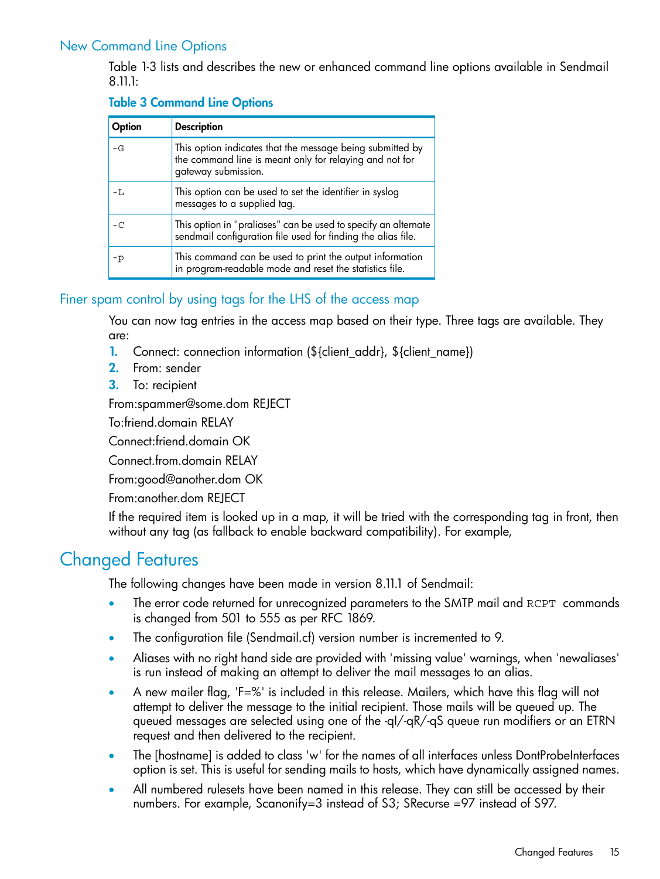## New Command Line Options

Table 1-3 lists and describes the new or enhanced command line options available in Sendmail 8.11.1:

**Table 3 Command Line Options**

| Option | Description |
|---|---|
| `-G` | This option indicates that the message being submitted by the command line is meant only for relaying and not for gateway submission. |
| `-L` | This option can be used to set the identifier in syslog messages to a supplied tag. |
| `-C` | This option in "praliases" can be used to specify an alternate sendmail configuration file used for finding the alias file. |
| `-p` | This command can be used to print the output information in program-readable mode and reset the statistics file. |

## Finer spam control by using tags for the LHS of the access map

You can now tag entries in the access map based on their type. Three tags are available. They are:

1. Connect: connection information (${client_addr}, ${client_name})
2. From: sender
3. To: recipient

From:spammer@some.dom REJECT

To:friend.domain RELAY

Connect:friend.domain OK

Connect.from.domain RELAY

From:good@another.dom OK

From:another.dom REJECT

If the required item is looked up in a map, it will be tried with the corresponding tag in front, then without any tag (as fallback to enable backward compatibility). For example,

# Changed Features

The following changes have been made in version 8.11.1 of Sendmail:

- The error code returned for unrecognized parameters to the SMTP mail and `RCPT` commands is changed from 501 to 555 as per RFC 1869.
- The configuration file (Sendmail.cf) version number is incremented to 9.
- Aliases with no right hand side are provided with 'missing value' warnings, when 'newaliases' is run instead of making an attempt to deliver the mail messages to an alias.
- A new mailer flag, 'F=%' is included in this release. Mailers, which have this flag will not attempt to deliver the message to the initial recipient. Those mails will be queued up. The queued messages are selected using one of the -qI/-qR/-qS queue run modifiers or an ETRN request and then delivered to the recipient.
- The [hostname] is added to class 'w' for the names of all interfaces unless DontProbeInterfaces option is set. This is useful for sending mails to hosts, which have dynamically assigned names.
- All numbered rulesets have been named in this release. They can still be accessed by their numbers. For example, Scanonify=3 instead of S3; SRecurse =97 instead of S97.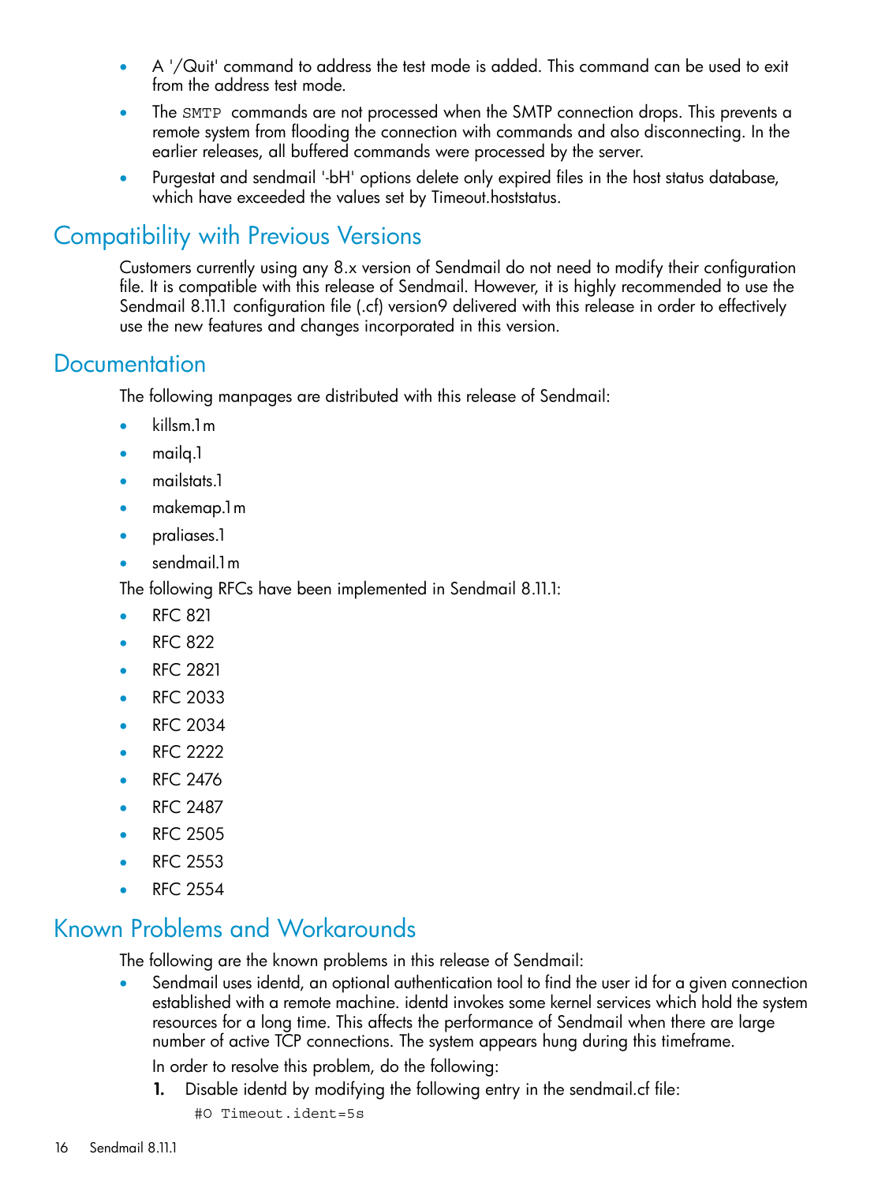- A '/Quit' command to address the test mode is added. This command can be used to exit from the address test mode.
- The `SMTP` commands are not processed when the SMTP connection drops. This prevents a remote system from flooding the connection with commands and also disconnecting. In the earlier releases, all buffered commands were processed by the server.
- Purgestat and sendmail '-bH' options delete only expired files in the host status database, which have exceeded the values set by Timeout.hoststatus.

## Compatibility with Previous Versions

Customers currently using any 8.x version of Sendmail do not need to modify their configuration file. It is compatible with this release of Sendmail. However, it is highly recommended to use the Sendmail 8.11.1 configuration file (.cf) version9 delivered with this release in order to effectively use the new features and changes incorporated in this version.

## Documentation

The following manpages are distributed with this release of Sendmail:

- killsm.1m
- mailq.1
- mailstats.1
- makemap.1m
- praliases.1
- sendmail.1m

The following RFCs have been implemented in Sendmail 8.11.1:

- RFC 821
- RFC 822
- RFC 2821
- RFC 2033
- RFC 2034
- RFC 2222
- RFC 2476
- RFC 2487
- RFC 2505
- RFC 2553
- RFC 2554

## Known Problems and Workarounds

The following are the known problems in this release of Sendmail:

- Sendmail uses identd, an optional authentication tool to find the user id for a given connection established with a remote machine. identd invokes some kernel services which hold the system resources for a long time. This affects the performance of Sendmail when there are large number of active TCP connections. The system appears hung during this timeframe.

  In order to resolve this problem, do the following:

  1. Disable identd by modifying the following entry in the sendmail.cf file:

     ```
     #O Timeout.ident=5s
     ```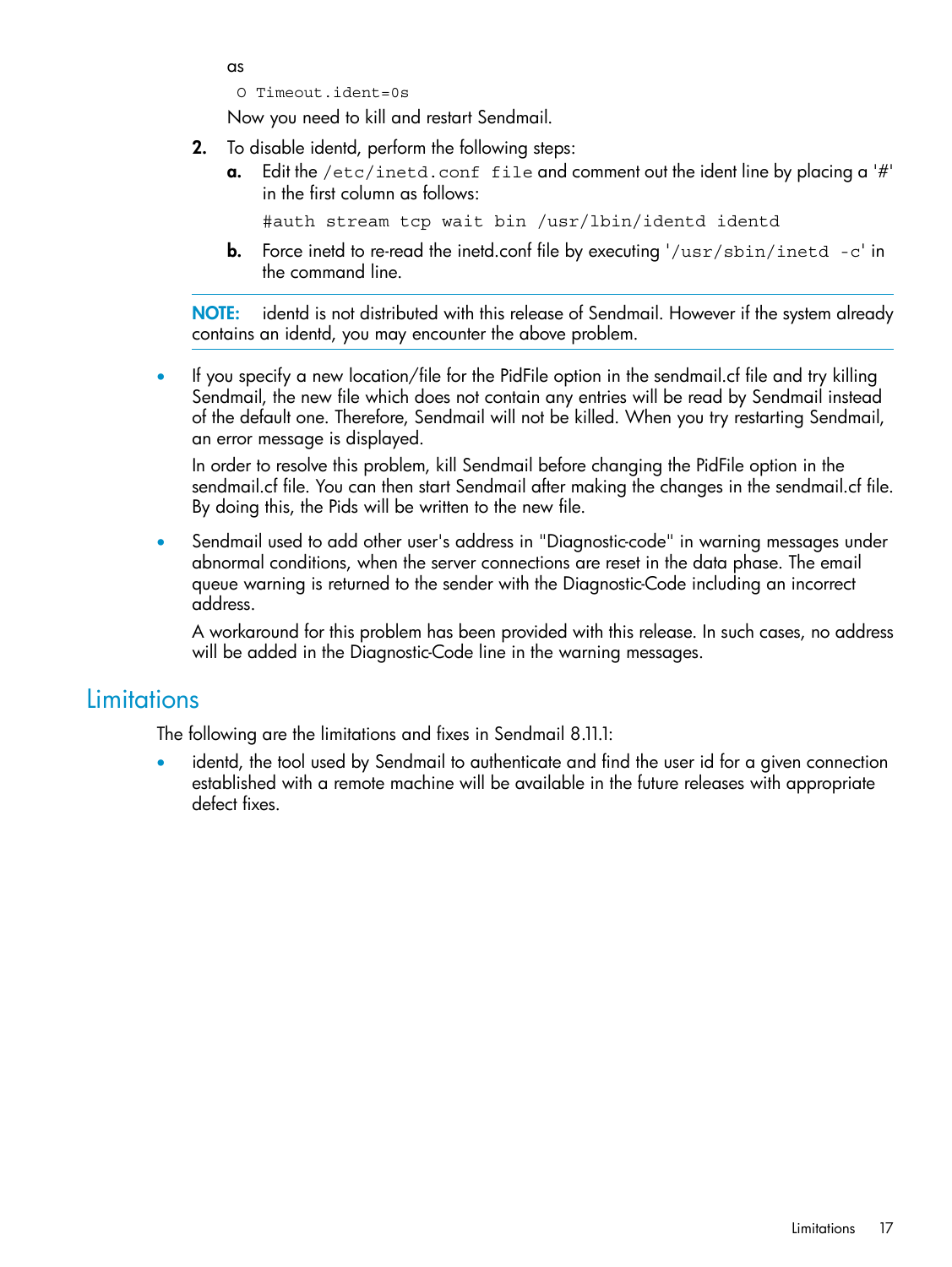as

```
O Timeout.ident=0s
```

Now you need to kill and restart Sendmail.

2. To disable identd, perform the following steps:
   a. Edit the `/etc/inetd.conf file` and comment out the ident line by placing a '#' in the first column as follows:

      ```
      #auth stream tcp wait bin /usr/lbin/identd identd
      ```

   b. Force inetd to re-read the inetd.conf file by executing '`/usr/sbin/inetd -c`' in the command line.

**NOTE:** identd is not distributed with this release of Sendmail. However if the system already contains an identd, you may encounter the above problem.

- If you specify a new location/file for the PidFile option in the sendmail.cf file and try killing Sendmail, the new file which does not contain any entries will be read by Sendmail instead of the default one. Therefore, Sendmail will not be killed. When you try restarting Sendmail, an error message is displayed.

  In order to resolve this problem, kill Sendmail before changing the PidFile option in the sendmail.cf file. You can then start Sendmail after making the changes in the sendmail.cf file. By doing this, the Pids will be written to the new file.

- Sendmail used to add other user's address in "Diagnostic-code" in warning messages under abnormal conditions, when the server connections are reset in the data phase. The email queue warning is returned to the sender with the Diagnostic-Code including an incorrect address.

  A workaround for this problem has been provided with this release. In such cases, no address will be added in the Diagnostic-Code line in the warning messages.

## Limitations

The following are the limitations and fixes in Sendmail 8.11.1:

- identd, the tool used by Sendmail to authenticate and find the user id for a given connection established with a remote machine will be available in the future releases with appropriate defect fixes.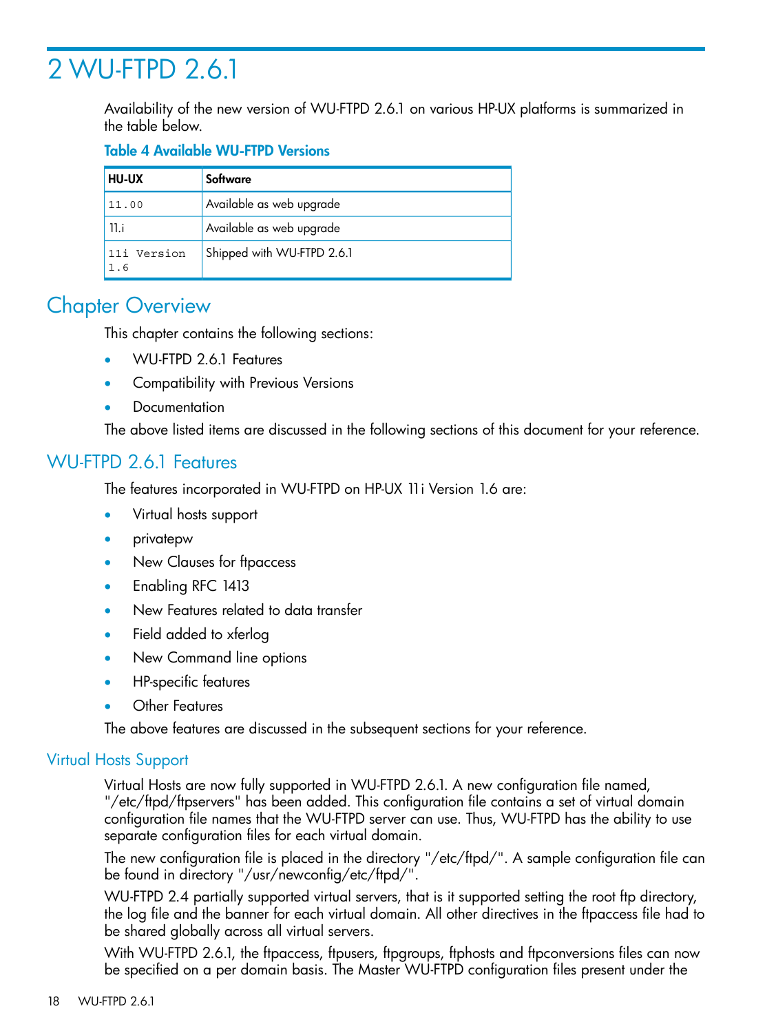# 2 WU-FTPD 2.6.1

Availability of the new version of WU-FTPD 2.6.1 on various HP-UX platforms is summarized in the table below.

**Table 4 Available WU-FTPD Versions**

| HU-UX | Software |
|---|---|
| 11.00 | Available as web upgrade |
| 11.i | Available as web upgrade |
| 11i Version 1.6 | Shipped with WU-FTPD 2.6.1 |

## Chapter Overview

This chapter contains the following sections:

- WU-FTPD 2.6.1 Features
- Compatibility with Previous Versions
- Documentation

The above listed items are discussed in the following sections of this document for your reference.

## WU-FTPD 2.6.1 Features

The features incorporated in WU-FTPD on HP-UX 11i Version 1.6 are:

- Virtual hosts support
- privatepw
- New Clauses for ftpaccess
- Enabling RFC 1413
- New Features related to data transfer
- Field added to xferlog
- New Command line options
- HP-specific features
- Other Features

The above features are discussed in the subsequent sections for your reference.

### Virtual Hosts Support

Virtual Hosts are now fully supported in WU-FTPD 2.6.1. A new configuration file named, "/etc/ftpd/ftpservers" has been added. This configuration file contains a set of virtual domain configuration file names that the WU-FTPD server can use. Thus, WU-FTPD has the ability to use separate configuration files for each virtual domain.

The new configuration file is placed in the directory "/etc/ftpd/". A sample configuration file can be found in directory "/usr/newconfig/etc/ftpd/".

WU-FTPD 2.4 partially supported virtual servers, that is it supported setting the root ftp directory, the log file and the banner for each virtual domain. All other directives in the ftpaccess file had to be shared globally across all virtual servers.

With WU-FTPD 2.6.1, the ftpaccess, ftpusers, ftpgroups, ftphosts and ftpconversions files can now be specified on a per domain basis. The Master WU-FTPD configuration files present under the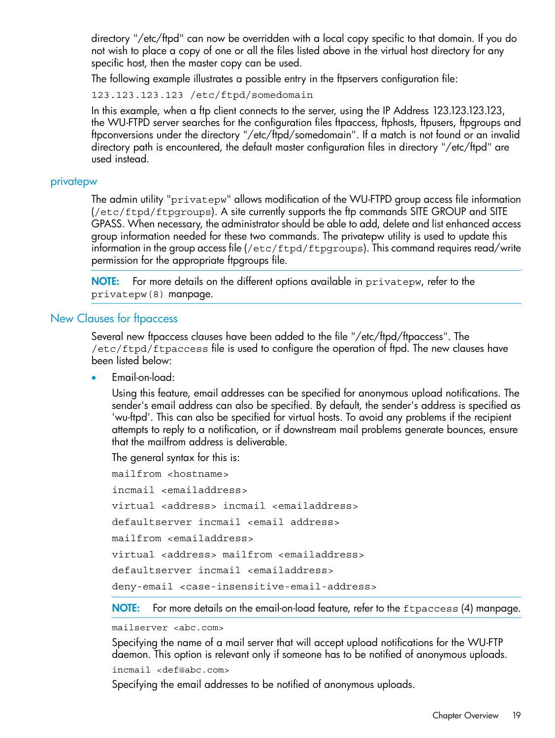directory "/etc/ftpd" can now be overridden with a local copy specific to that domain. If you do not wish to place a copy of one or all the files listed above in the virtual host directory for any specific host, then the master copy can be used.

The following example illustrates a possible entry in the ftpservers configuration file:

```
123.123.123.123 /etc/ftpd/somedomain
```

In this example, when a ftp client connects to the server, using the IP Address 123.123.123.123, the WU-FTPD server searches for the configuration files ftpaccess, ftphosts, ftpusers, ftpgroups and ftpconversions under the directory "/etc/ftpd/somedomain". If a match is not found or an invalid directory path is encountered, the default master configuration files in directory "/etc/ftpd" are used instead.

## privatepw

The admin utility "`privatepw`" allows modification of the WU-FTPD group access file information (`/etc/ftpd/ftpgroups`). A site currently supports the ftp commands SITE GROUP and SITE GPASS. When necessary, the administrator should be able to add, delete and list enhanced access group information needed for these two commands. The privatepw utility is used to update this information in the group access file (`/etc/ftpd/ftpgroups`). This command requires read/write permission for the appropriate ftpgroups file.

**NOTE:** For more details on the different options available in `privatepw`, refer to the `privatepw(8)` manpage.

## New Clauses for ftpaccess

Several new ftpaccess clauses have been added to the file "/etc/ftpd/ftpaccess". The `/etc/ftpd/ftpaccess` file is used to configure the operation of ftpd. The new clauses have been listed below:

- Email-on-load:

  Using this feature, email addresses can be specified for anonymous upload notifications. The sender's email address can also be specified. By default, the sender's address is specified as 'wu-ftpd'. This can also be specified for virtual hosts. To avoid any problems if the recipient attempts to reply to a notification, or if downstream mail problems generate bounces, ensure that the mailfrom address is deliverable.

  The general syntax for this is:

  ```
  mailfrom <hostname>
  incmail <emailaddress>
  virtual <address> incmail <emailaddress>
  defaultserver incmail <email address>
  mailfrom <emailaddress>
  virtual <address> mailfrom <emailaddress>
  defaultserver incmail <emailaddress>
  deny-email <case-insensitive-email-address>
  ```

  **NOTE:** For more details on the email-on-load feature, refer to the `ftpaccess` (4) manpage.

  ```
  mailserver <abc.com>
  ```

  Specifying the name of a mail server that will accept upload notifications for the WU-FTP daemon. This option is relevant only if someone has to be notified of anonymous uploads.

  ```
  incmail <def@abc.com>
  ```

  Specifying the email addresses to be notified of anonymous uploads.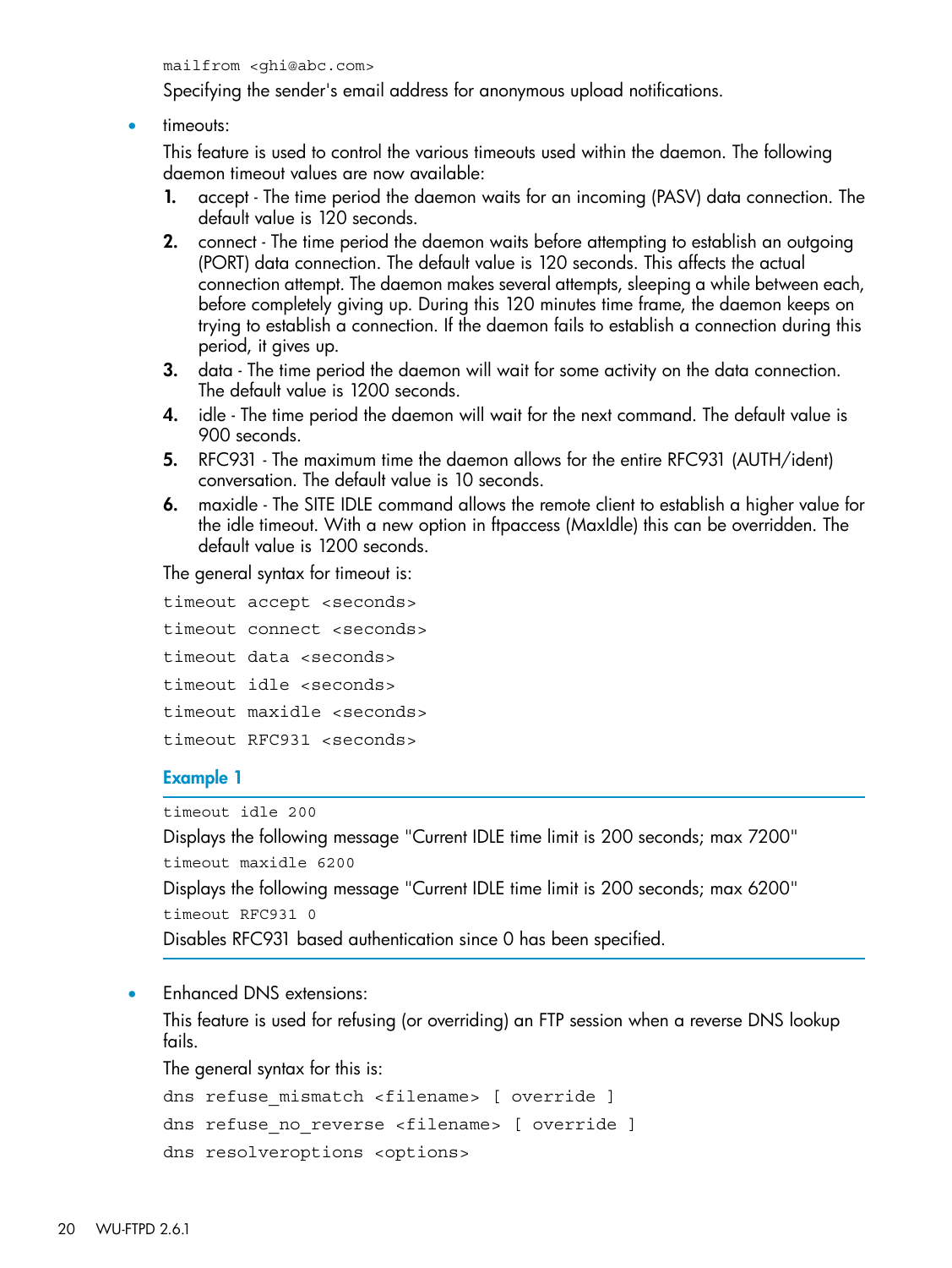```
mailfrom <ghi@abc.com>
```

Specifying the sender's email address for anonymous upload notifications.

- timeouts:

  This feature is used to control the various timeouts used within the daemon. The following daemon timeout values are now available:

  1. accept - The time period the daemon waits for an incoming (PASV) data connection. The default value is 120 seconds.
  2. connect - The time period the daemon waits before attempting to establish an outgoing (PORT) data connection. The default value is 120 seconds. This affects the actual connection attempt. The daemon makes several attempts, sleeping a while between each, before completely giving up. During this 120 minutes time frame, the daemon keeps on trying to establish a connection. If the daemon fails to establish a connection during this period, it gives up.
  3. data - The time period the daemon will wait for some activity on the data connection. The default value is 1200 seconds.
  4. idle - The time period the daemon will wait for the next command. The default value is 900 seconds.
  5. RFC931 - The maximum time the daemon allows for the entire RFC931 (AUTH/ident) conversation. The default value is 10 seconds.
  6. maxidle - The SITE IDLE command allows the remote client to establish a higher value for the idle timeout. With a new option in ftpaccess (MaxIdle) this can be overridden. The default value is 1200 seconds.

  The general syntax for timeout is:

  ```
  timeout accept <seconds>
  timeout connect <seconds>
  timeout data <seconds>
  timeout idle <seconds>
  timeout maxidle <seconds>
  timeout RFC931 <seconds>
  ```

  **Example 1**

  ```
  timeout idle 200
  ```

  Displays the following message "Current IDLE time limit is 200 seconds; max 7200"

  ```
  timeout maxidle 6200
  ```

  Displays the following message "Current IDLE time limit is 200 seconds; max 6200"

  ```
  timeout RFC931 0
  ```

  Disables RFC931 based authentication since 0 has been specified.

- Enhanced DNS extensions:

  This feature is used for refusing (or overriding) an FTP session when a reverse DNS lookup fails.

  The general syntax for this is:

  ```
  dns refuse_mismatch <filename> [ override ]
  dns refuse_no_reverse <filename> [ override ]
  dns resolveroptions <options>
  ```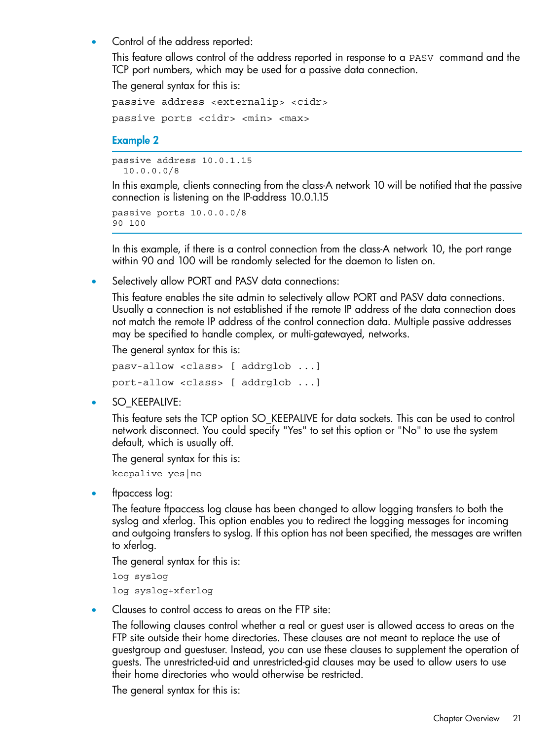- Control of the address reported:

  This feature allows control of the address reported in response to a `PASV` command and the TCP port numbers, which may be used for a passive data connection.

  The general syntax for this is:

  ```
  passive address <externalip> <cidr>
  ```

  ```
  passive ports <cidr> <min> <max>
  ```

  **Example 2**

  ```
  passive address 10.0.1.15
    10.0.0.0/8
  ```

  In this example, clients connecting from the class-A network 10 will be notified that the passive connection is listening on the IP-address 10.0.1.15

  ```
  passive ports 10.0.0.0/8
  90 100
  ```

  In this example, if there is a control connection from the class-A network 10, the port range within 90 and 100 will be randomly selected for the daemon to listen on.

- Selectively allow PORT and PASV data connections:

  This feature enables the site admin to selectively allow PORT and PASV data connections. Usually a connection is not established if the remote IP address of the data connection does not match the remote IP address of the control connection data. Multiple passive addresses may be specified to handle complex, or multi-gatewayed, networks.

  The general syntax for this is:

  ```
  pasv-allow <class> [ addrglob ...]
  ```

  ```
  port-allow <class> [ addrglob ...]
  ```

- SO_KEEPALIVE:

  This feature sets the TCP option SO_KEEPALIVE for data sockets. This can be used to control network disconnect. You could specify "Yes" to set this option or "No" to use the system default, which is usually off.

  The general syntax for this is:

  ```
  keepalive yes|no
  ```

- ftpaccess log:

  The feature ftpaccess log clause has been changed to allow logging transfers to both the syslog and xferlog. This option enables you to redirect the logging messages for incoming and outgoing transfers to syslog. If this option has not been specified, the messages are written to xferlog.

  The general syntax for this is:

  ```
  log syslog
  ```

  ```
  log syslog+xferlog
  ```

- Clauses to control access to areas on the FTP site:

  The following clauses control whether a real or guest user is allowed access to areas on the FTP site outside their home directories. These clauses are not meant to replace the use of guestgroup and guestuser. Instead, you can use these clauses to supplement the operation of guests. The unrestricted-uid and unrestricted-gid clauses may be used to allow users to use their home directories who would otherwise be restricted.

  The general syntax for this is: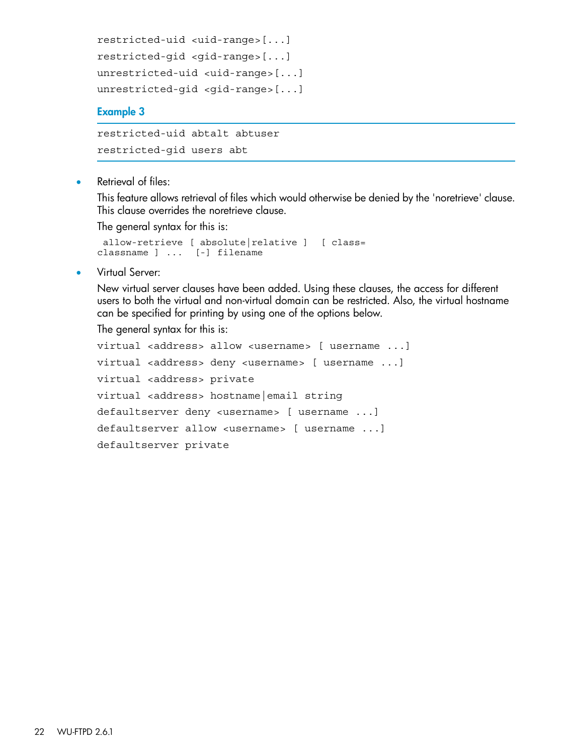```
restricted-uid <uid-range>[...]
restricted-gid <gid-range>[...]
unrestricted-uid <uid-range>[...]
unrestricted-gid <gid-range>[...]
```

### Example 3

```
restricted-uid abtalt abtuser
restricted-gid users abt
```

- Retrieval of files:

  This feature allows retrieval of files which would otherwise be denied by the 'noretrieve' clause. This clause overrides the noretrieve clause.

  The general syntax for this is:

  ```
  allow-retrieve [ absolute|relative ]  [ class=
  classname ] ...  [-] filename
  ```

- Virtual Server:

  New virtual server clauses have been added. Using these clauses, the access for different users to both the virtual and non-virtual domain can be restricted. Also, the virtual hostname can be specified for printing by using one of the options below.

  The general syntax for this is:

  ```
  virtual <address> allow <username> [ username ...]
  virtual <address> deny <username> [ username ...]
  virtual <address> private
  virtual <address> hostname|email string
  defaultserver deny <username> [ username ...]
  defaultserver allow <username> [ username ...]
  defaultserver private
  ```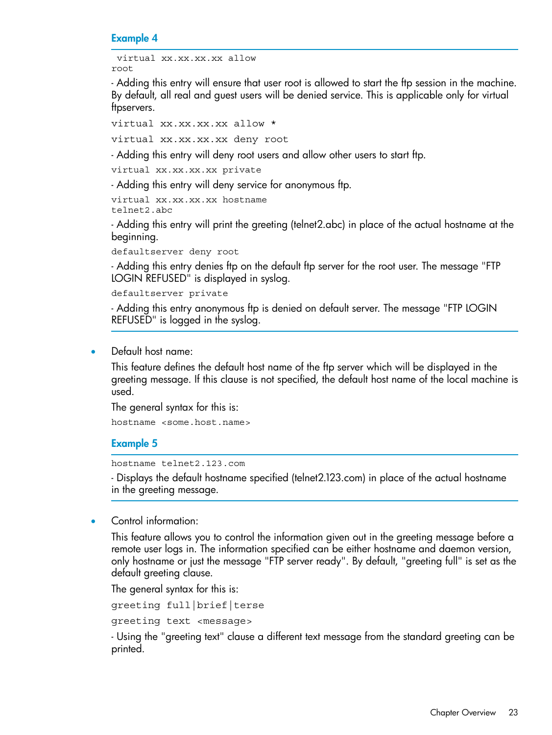**Example 4**

```
 virtual xx.xx.xx.xx allow
root
```

- Adding this entry will ensure that user root is allowed to start the ftp session in the machine. By default, all real and guest users will be denied service. This is applicable only for virtual ftpservers.

```
virtual xx.xx.xx.xx allow *
```

```
virtual xx.xx.xx.xx deny root
```

- Adding this entry will deny root users and allow other users to start ftp.

```
virtual xx.xx.xx.xx private
```

- Adding this entry will deny service for anonymous ftp.

```
virtual xx.xx.xx.xx hostname
telnet2.abc
```

- Adding this entry will print the greeting (telnet2.abc) in place of the actual hostname at the beginning.

```
defaultserver deny root
```

- Adding this entry denies ftp on the default ftp server for the root user. The message "FTP LOGIN REFUSED" is displayed in syslog.

```
defaultserver private
```

- Adding this entry anonymous ftp is denied on default server. The message "FTP LOGIN REFUSED" is logged in the syslog.

- Default host name:

  This feature defines the default host name of the ftp server which will be displayed in the greeting message. If this clause is not specified, the default host name of the local machine is used.

  The general syntax for this is:

  ```
  hostname <some.host.name>
  ```

**Example 5**

```
hostname telnet2.123.com
```

- Displays the default hostname specified (telnet2.123.com) in place of the actual hostname in the greeting message.

- Control information:

  This feature allows you to control the information given out in the greeting message before a remote user logs in. The information specified can be either hostname and daemon version, only hostname or just the message "FTP server ready". By default, "greeting full" is set as the default greeting clause.

  The general syntax for this is:

  ```
  greeting full|brief|terse
  ```

  ```
  greeting text <message>
  ```

  - Using the "greeting text" clause a different text message from the standard greeting can be printed.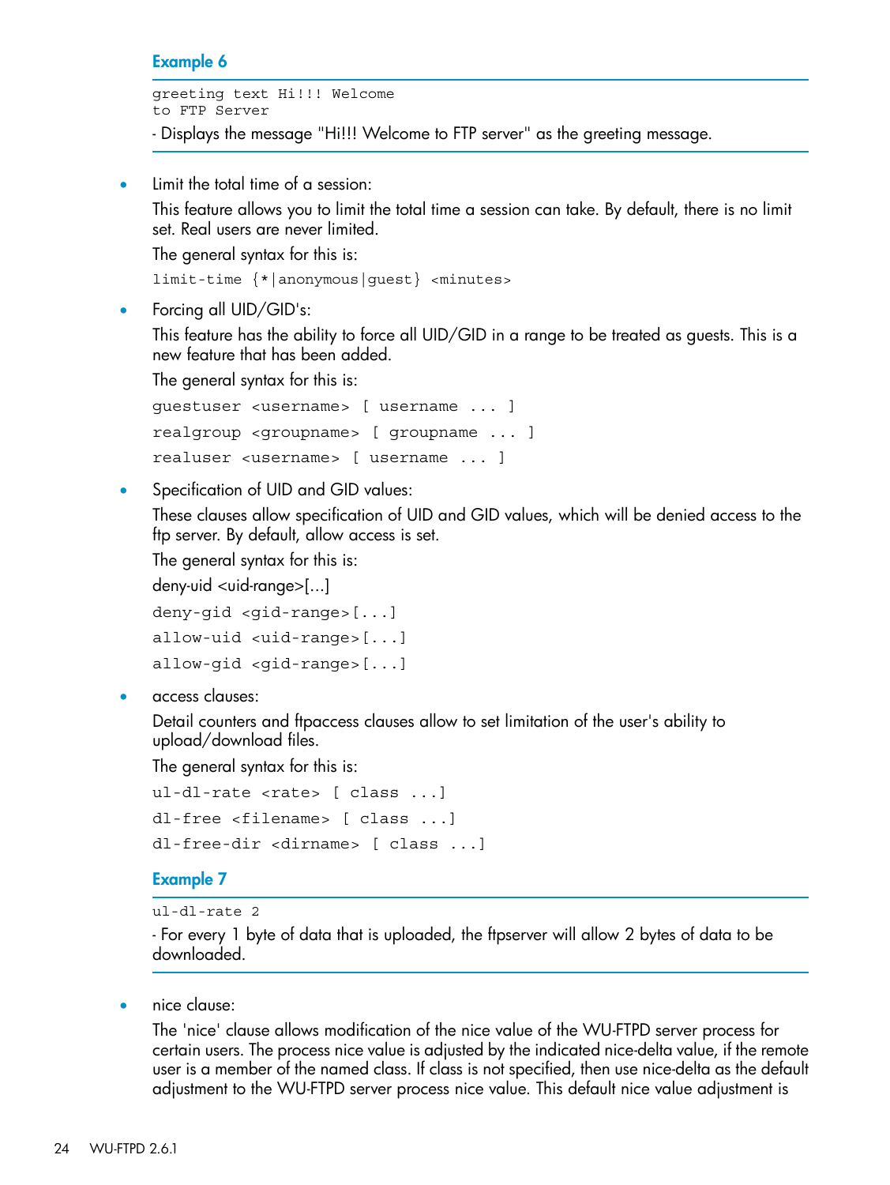**Example 6**

```
greeting text Hi!!! Welcome
to FTP Server
```

- Displays the message "Hi!!! Welcome to FTP server" as the greeting message.

- Limit the total time of a session:

  This feature allows you to limit the total time a session can take. By default, there is no limit set. Real users are never limited.

  The general syntax for this is:

  ```
  limit-time {*|anonymous|guest} <minutes>
  ```

- Forcing all UID/GID's:

  This feature has the ability to force all UID/GID in a range to be treated as guests. This is a new feature that has been added.

  The general syntax for this is:

  ```
  guestuser <username> [ username ... ]
  realgroup <groupname> [ groupname ... ]
  realuser <username> [ username ... ]
  ```

- Specification of UID and GID values:

  These clauses allow specification of UID and GID values, which will be denied access to the ftp server. By default, allow access is set.

  The general syntax for this is:

  deny-uid <uid-range>[...]

  ```
  deny-gid <gid-range>[...]
  allow-uid <uid-range>[...]
  allow-gid <gid-range>[...]
  ```

- access clauses:

  Detail counters and ftpaccess clauses allow to set limitation of the user's ability to upload/download files.

  The general syntax for this is:

  ```
  ul-dl-rate <rate> [ class ...]
  dl-free <filename> [ class ...]
  dl-free-dir <dirname> [ class ...]
  ```

**Example 7**

```
ul-dl-rate 2
```

- For every 1 byte of data that is uploaded, the ftpserver will allow 2 bytes of data to be downloaded.

- nice clause:

  The 'nice' clause allows modification of the nice value of the WU-FTPD server process for certain users. The process nice value is adjusted by the indicated nice-delta value, if the remote user is a member of the named class. If class is not specified, then use nice-delta as the default adjustment to the WU-FTPD server process nice value. This default nice value adjustment is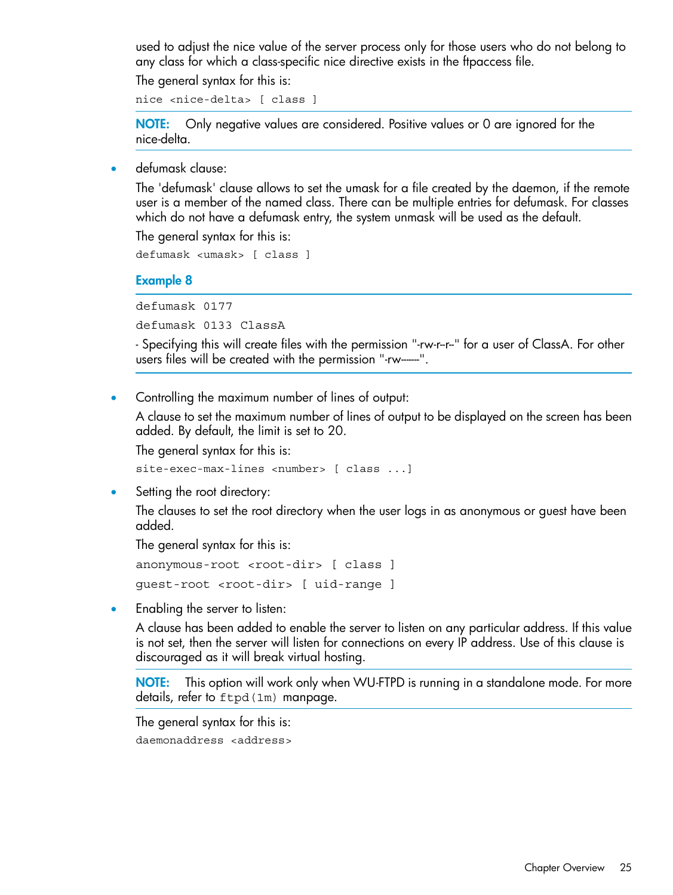used to adjust the nice value of the server process only for those users who do not belong to any class for which a class-specific nice directive exists in the ftpaccess file.

The general syntax for this is:

```
nice <nice-delta> [ class ]
```

**NOTE:** Only negative values are considered. Positive values or 0 are ignored for the nice-delta.

- defumask clause:

  The 'defumask' clause allows to set the umask for a file created by the daemon, if the remote user is a member of the named class. There can be multiple entries for defumask. For classes which do not have a defumask entry, the system unmask will be used as the default.

  The general syntax for this is:

  ```
  defumask <umask> [ class ]
  ```

  **Example 8**

  ```
  defumask 0177
  defumask 0133 ClassA
  ```

  - Specifying this will create files with the permission "-rw-r--r--" for a user of ClassA. For other users files will be created with the permission "-rw-------".

- Controlling the maximum number of lines of output:

  A clause to set the maximum number of lines of output to be displayed on the screen has been added. By default, the limit is set to 20.

  The general syntax for this is:

  ```
  site-exec-max-lines <number> [ class ...]
  ```

- Setting the root directory:

  The clauses to set the root directory when the user logs in as anonymous or guest have been added.

  The general syntax for this is:

  ```
  anonymous-root <root-dir> [ class ]
  guest-root <root-dir> [ uid-range ]
  ```

- Enabling the server to listen:

  A clause has been added to enable the server to listen on any particular address. If this value is not set, then the server will listen for connections on every IP address. Use of this clause is discouraged as it will break virtual hosting.

  **NOTE:** This option will work only when WU-FTPD is running in a standalone mode. For more details, refer to `ftpd(1m)` manpage.

  The general syntax for this is:

  ```
  daemonaddress <address>
  ```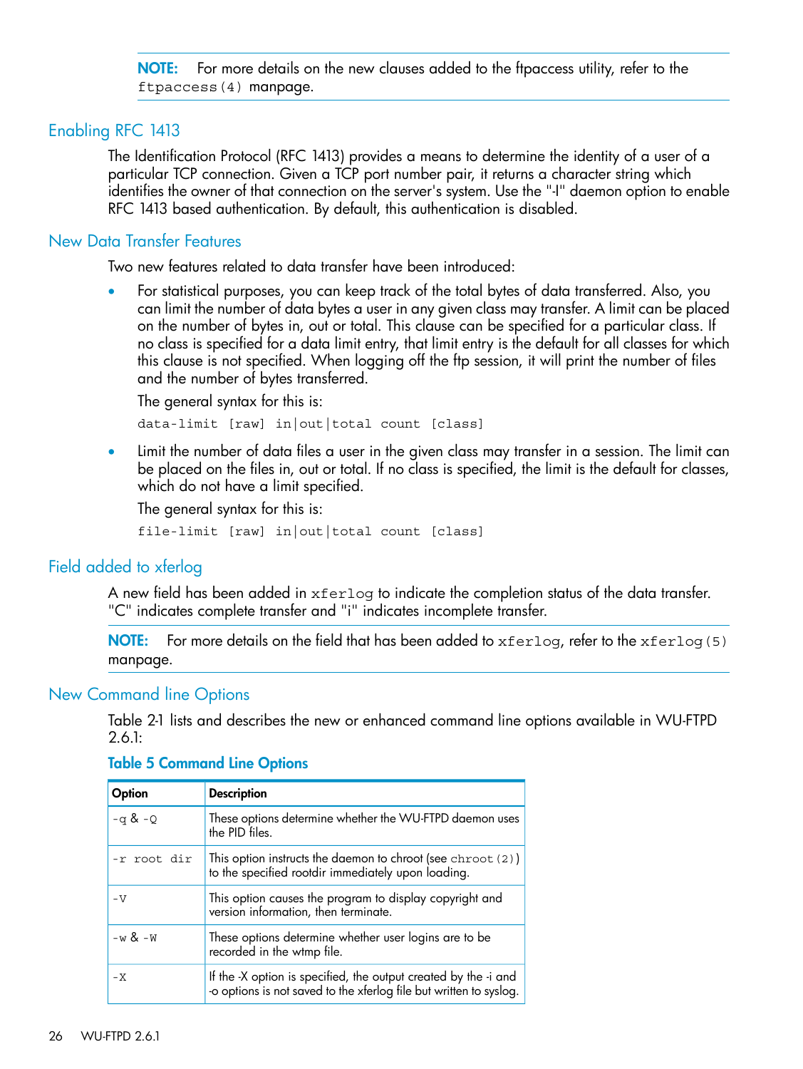**NOTE:** For more details on the new clauses added to the ftpaccess utility, refer to the `ftpaccess(4)` manpage.

## Enabling RFC 1413

The Identification Protocol (RFC 1413) provides a means to determine the identity of a user of a particular TCP connection. Given a TCP port number pair, it returns a character string which identifies the owner of that connection on the server's system. Use the "-I" daemon option to enable RFC 1413 based authentication. By default, this authentication is disabled.

## New Data Transfer Features

Two new features related to data transfer have been introduced:

- For statistical purposes, you can keep track of the total bytes of data transferred. Also, you can limit the number of data bytes a user in any given class may transfer. A limit can be placed on the number of bytes in, out or total. This clause can be specified for a particular class. If no class is specified for a data limit entry, that limit entry is the default for all classes for which this clause is not specified. When logging off the ftp session, it will print the number of files and the number of bytes transferred.

  The general syntax for this is:

  ```
  data-limit [raw] in|out|total count [class]
  ```

- Limit the number of data files a user in the given class may transfer in a session. The limit can be placed on the files in, out or total. If no class is specified, the limit is the default for classes, which do not have a limit specified.

  The general syntax for this is:

  ```
  file-limit [raw] in|out|total count [class]
  ```

## Field added to xferlog

A new field has been added in `xferlog` to indicate the completion status of the data transfer. "C" indicates complete transfer and "i" indicates incomplete transfer.

**NOTE:** For more details on the field that has been added to `xferlog`, refer to the `xferlog(5)` manpage.

## New Command line Options

Table 2-1 lists and describes the new or enhanced command line options available in WU-FTPD 2.6.1:

**Table 5 Command Line Options**

| Option | Description |
|---|---|
| `-q` & `-Q` | These options determine whether the WU-FTPD daemon uses the PID files. |
| `-r root dir` | This option instructs the daemon to chroot (see `chroot(2)`) to the specified rootdir immediately upon loading. |
| `-V` | This option causes the program to display copyright and version information, then terminate. |
| `-w` & `-W` | These options determine whether user logins are to be recorded in the wtmp file. |
| `-X` | If the -X option is specified, the output created by the -i and -o options is not saved to the xferlog file but written to syslog. |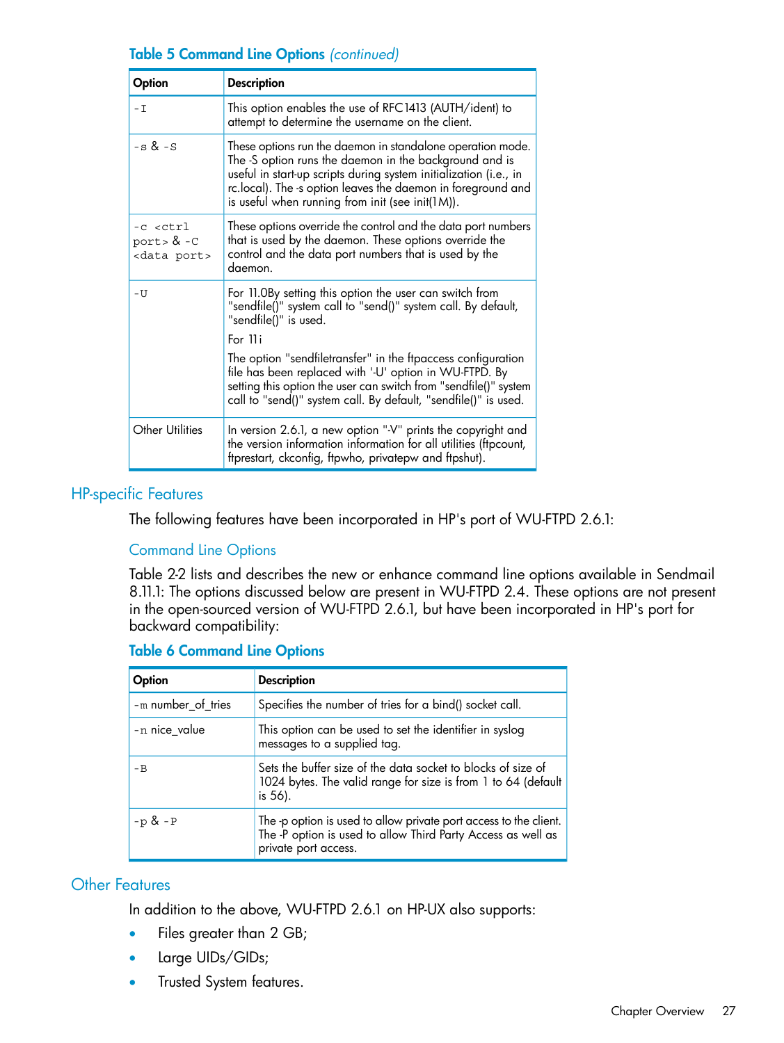**Table 5 Command Line Options** *(continued)*

| Option | Description |
|---|---|
| `-I` | This option enables the use of RFC1413 (AUTH/ident) to attempt to determine the username on the client. |
| `-s` & `-S` | These options run the daemon in standalone operation mode. The -S option runs the daemon in the background and is useful in start-up scripts during system initialization (i.e., in rc.local). The -s option leaves the daemon in foreground and is useful when running from init (see init(1M)). |
| `-c <ctrl port>` & `-C <data port>` | These options override the control and the data port numbers that is used by the daemon. These options override the control and the data port numbers that is used by the daemon. |
| `-U` | For 11.0By setting this option the user can switch from "sendfile()" system call to "send()" system call. By default, "sendfile()" is used. For 11i The option "sendfiletransfer" in the ftpaccess configuration file has been replaced with '-U' option in WU-FTPD. By setting this option the user can switch from "sendfile()" system call to "send()" system call. By default, "sendfile()" is used. |
| Other Utilities | In version 2.6.1, a new option "-V" prints the copyright and the version information information for all utilities (ftpcount, ftprestart, ckconfig, ftpwho, privatepw and ftpshut). |

## HP-specific Features

The following features have been incorporated in HP's port of WU-FTPD 2.6.1:

### Command Line Options

Table 2-2 lists and describes the new or enhance command line options available in Sendmail 8.11.1: The options discussed below are present in WU-FTPD 2.4. These options are not present in the open-sourced version of WU-FTPD 2.6.1, but have been incorporated in HP's port for backward compatibility:

**Table 6 Command Line Options**

| Option | Description |
|---|---|
| `-m` number_of_tries | Specifies the number of tries for a bind() socket call. |
| `-n` nice_value | This option can be used to set the identifier in syslog messages to a supplied tag. |
| `-B` | Sets the buffer size of the data socket to blocks of size of 1024 bytes. The valid range for size is from 1 to 64 (default is 56). |
| `-p` & `-P` | The -p option is used to allow private port access to the client. The -P option is used to allow Third Party Access as well as private port access. |

## Other Features

In addition to the above, WU-FTPD 2.6.1 on HP-UX also supports:

- Files greater than 2 GB;
- Large UIDs/GIDs;
- Trusted System features.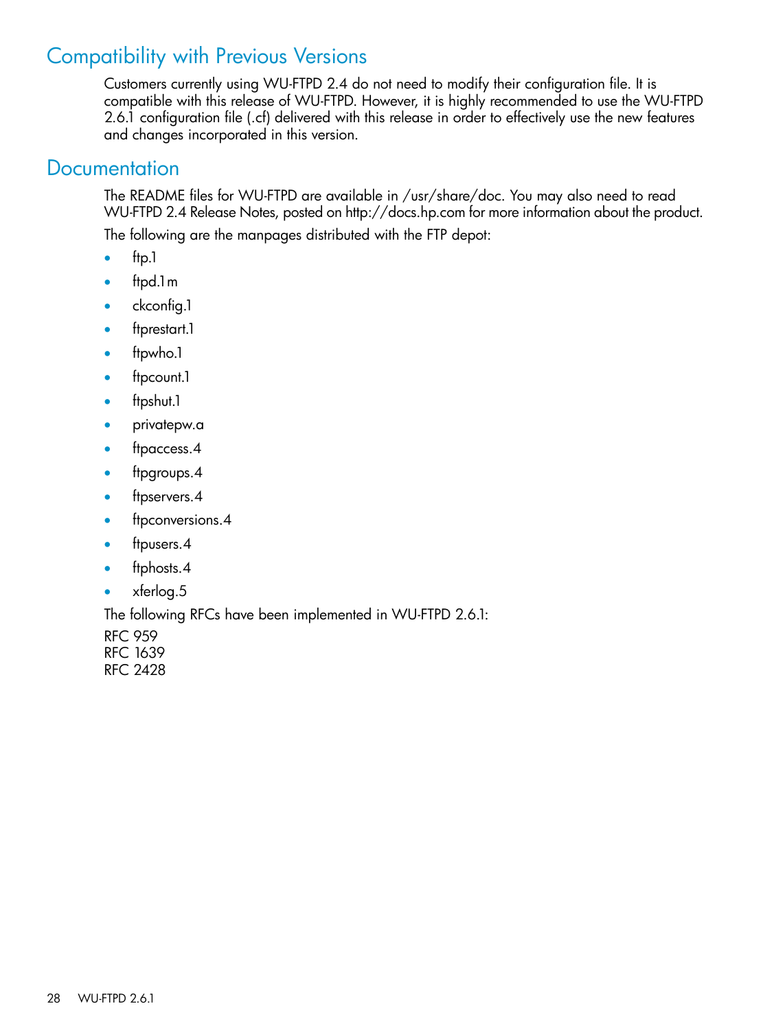## Compatibility with Previous Versions

Customers currently using WU-FTPD 2.4 do not need to modify their configuration file. It is compatible with this release of WU-FTPD. However, it is highly recommended to use the WU-FTPD 2.6.1 configuration file (.cf) delivered with this release in order to effectively use the new features and changes incorporated in this version.

## Documentation

The README files for WU-FTPD are available in /usr/share/doc. You may also need to read WU-FTPD 2.4 Release Notes, posted on http://docs.hp.com for more information about the product.

The following are the manpages distributed with the FTP depot:

- ftp.1
- ftpd.1m
- ckconfig.1
- ftprestart.1
- ftpwho.1
- ftpcount.1
- ftpshut.1
- privatepw.a
- ftpaccess.4
- ftpgroups.4
- ftpservers.4
- ftpconversions.4
- ftpusers.4
- ftphosts.4
- xferlog.5

The following RFCs have been implemented in WU-FTPD 2.6.1:

RFC 959
RFC 1639
RFC 2428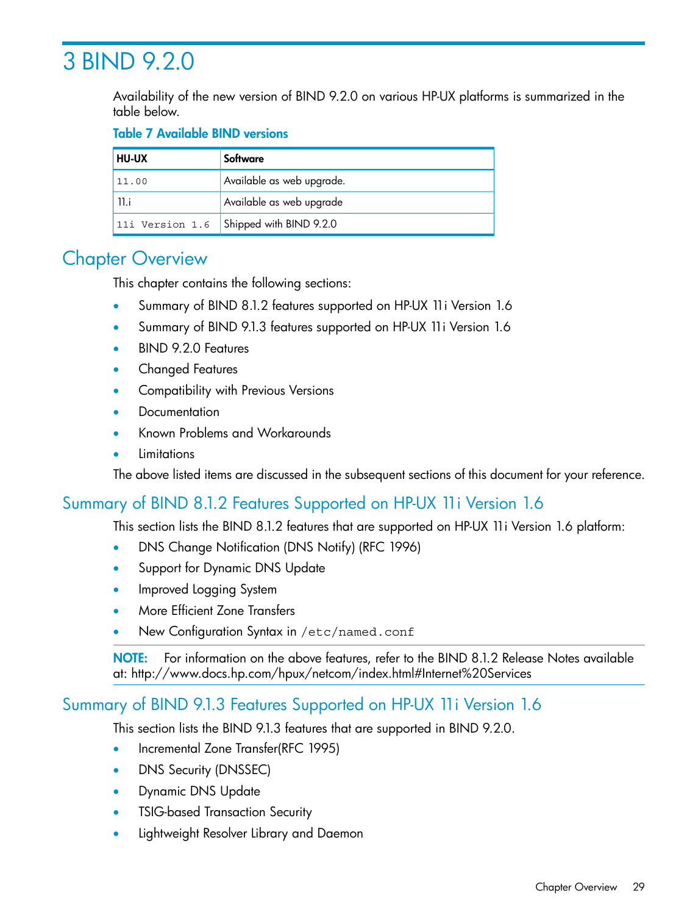# 3 BIND 9.2.0

Availability of the new version of BIND 9.2.0 on various HP-UX platforms is summarized in the table below.

**Table 7 Available BIND versions**

| HU-UX | Software |
|---|---|
| 11.00 | Available as web upgrade. |
| 11.i | Available as web upgrade |
| 11i Version 1.6 | Shipped with BIND 9.2.0 |

## Chapter Overview

This chapter contains the following sections:

- Summary of BIND 8.1.2 features supported on HP-UX 11i Version 1.6
- Summary of BIND 9.1.3 features supported on HP-UX 11i Version 1.6
- BIND 9.2.0 Features
- Changed Features
- Compatibility with Previous Versions
- Documentation
- Known Problems and Workarounds
- Limitations

The above listed items are discussed in the subsequent sections of this document for your reference.

### Summary of BIND 8.1.2 Features Supported on HP-UX 11i Version 1.6

This section lists the BIND 8.1.2 features that are supported on HP-UX 11i Version 1.6 platform:

- DNS Change Notification (DNS Notify) (RFC 1996)
- Support for Dynamic DNS Update
- Improved Logging System
- More Efficient Zone Transfers
- New Configuration Syntax in `/etc/named.conf`

**NOTE:** For information on the above features, refer to the BIND 8.1.2 Release Notes available at: http://www.docs.hp.com/hpux/netcom/index.html#Internet%20Services

### Summary of BIND 9.1.3 Features Supported on HP-UX 11i Version 1.6

This section lists the BIND 9.1.3 features that are supported in BIND 9.2.0.

- Incremental Zone Transfer(RFC 1995)
- DNS Security (DNSSEC)
- Dynamic DNS Update
- TSIG-based Transaction Security
- Lightweight Resolver Library and Daemon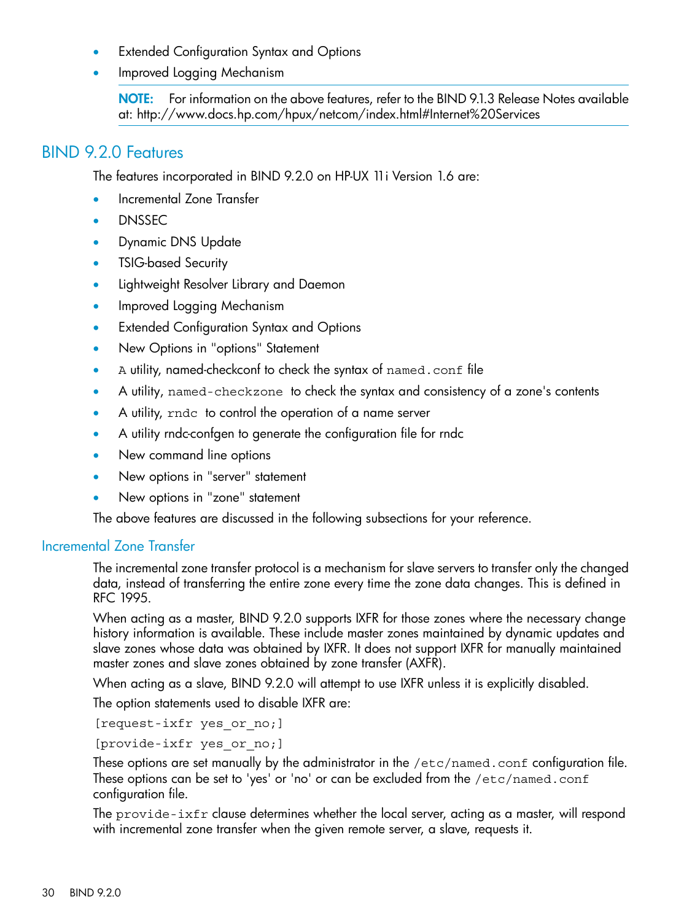- Extended Configuration Syntax and Options
- Improved Logging Mechanism

**NOTE:** For information on the above features, refer to the BIND 9.1.3 Release Notes available at: http://www.docs.hp.com/hpux/netcom/index.html#Internet%20Services

## BIND 9.2.0 Features

The features incorporated in BIND 9.2.0 on HP-UX 11i Version 1.6 are:

- Incremental Zone Transfer
- DNSSEC
- Dynamic DNS Update
- TSIG-based Security
- Lightweight Resolver Library and Daemon
- Improved Logging Mechanism
- Extended Configuration Syntax and Options
- New Options in "options" Statement
- A utility, named-checkconf to check the syntax of `named.conf` file
- A utility, `named-checkzone` to check the syntax and consistency of a zone's contents
- A utility, `rndc` to control the operation of a name server
- A utility rndc-confgen to generate the configuration file for rndc
- New command line options
- New options in "server" statement
- New options in "zone" statement

The above features are discussed in the following subsections for your reference.

### Incremental Zone Transfer

The incremental zone transfer protocol is a mechanism for slave servers to transfer only the changed data, instead of transferring the entire zone every time the zone data changes. This is defined in RFC 1995.

When acting as a master, BIND 9.2.0 supports IXFR for those zones where the necessary change history information is available. These include master zones maintained by dynamic updates and slave zones whose data was obtained by IXFR. It does not support IXFR for manually maintained master zones and slave zones obtained by zone transfer (AXFR).

When acting as a slave, BIND 9.2.0 will attempt to use IXFR unless it is explicitly disabled.

The option statements used to disable IXFR are:

```
[request-ixfr yes_or_no;]
```

```
[provide-ixfr yes_or_no;]
```

These options are set manually by the administrator in the `/etc/named.conf` configuration file. These options can be set to 'yes' or 'no' or can be excluded from the `/etc/named.conf` configuration file.

The `provide-ixfr` clause determines whether the local server, acting as a master, will respond with incremental zone transfer when the given remote server, a slave, requests it.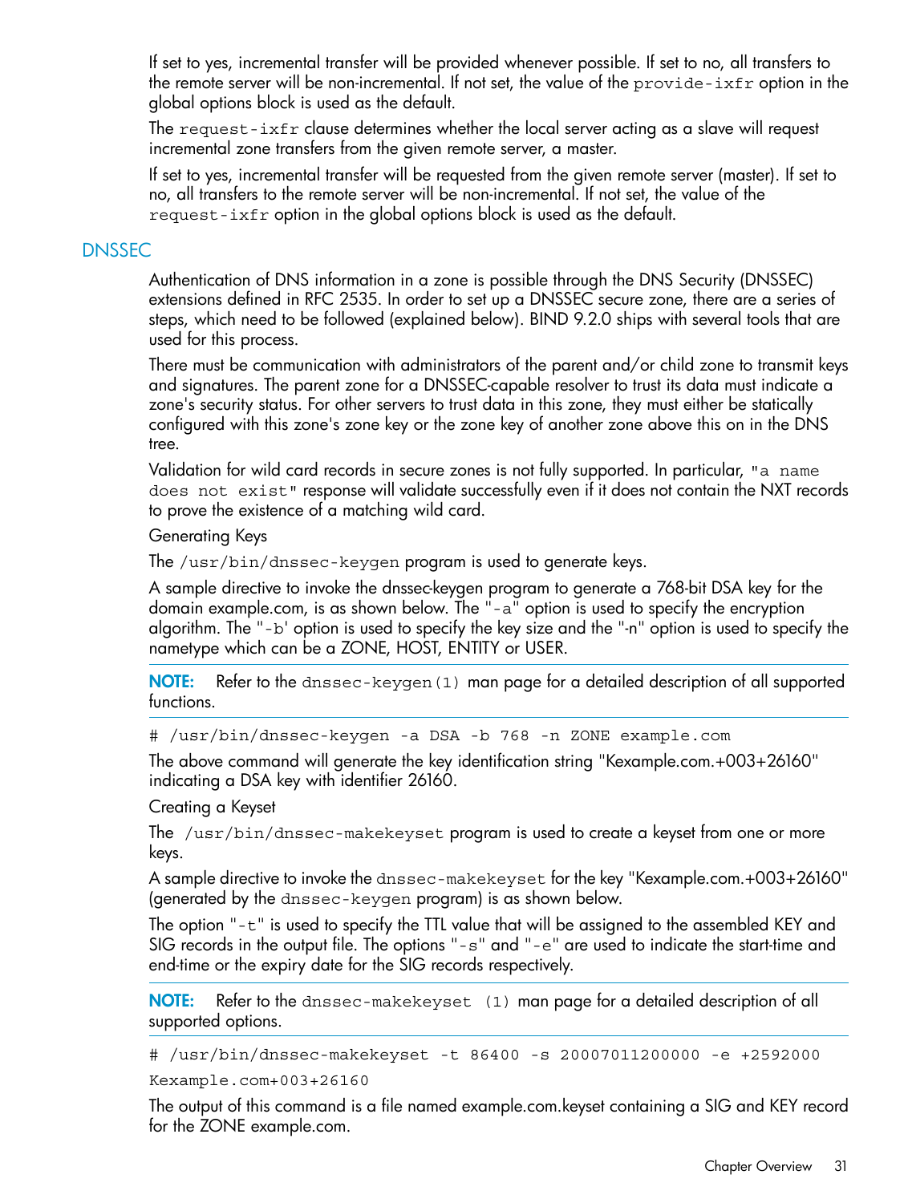If set to yes, incremental transfer will be provided whenever possible. If set to no, all transfers to the remote server will be non-incremental. If not set, the value of the `provide-ixfr` option in the global options block is used as the default.

The `request-ixfr` clause determines whether the local server acting as a slave will request incremental zone transfers from the given remote server, a master.

If set to yes, incremental transfer will be requested from the given remote server (master). If set to no, all transfers to the remote server will be non-incremental. If not set, the value of the `request-ixfr` option in the global options block is used as the default.

## DNSSEC

Authentication of DNS information in a zone is possible through the DNS Security (DNSSEC) extensions defined in RFC 2535. In order to set up a DNSSEC secure zone, there are a series of steps, which need to be followed (explained below). BIND 9.2.0 ships with several tools that are used for this process.

There must be communication with administrators of the parent and/or child zone to transmit keys and signatures. The parent zone for a DNSSEC-capable resolver to trust its data must indicate a zone's security status. For other servers to trust data in this zone, they must either be statically configured with this zone's zone key or the zone key of another zone above this on in the DNS tree.

Validation for wild card records in secure zones is not fully supported. In particular, `"a name does not exist"` response will validate successfully even if it does not contain the NXT records to prove the existence of a matching wild card.

Generating Keys

The `/usr/bin/dnssec-keygen` program is used to generate keys.

A sample directive to invoke the dnssec-keygen program to generate a 768-bit DSA key for the domain example.com, is as shown below. The "`-a`" option is used to specify the encryption algorithm. The "`-b`' option is used to specify the key size and the "-n" option is used to specify the nametype which can be a ZONE, HOST, ENTITY or USER.

**NOTE:** Refer to the `dnssec-keygen(1)` man page for a detailed description of all supported functions.

```
# /usr/bin/dnssec-keygen -a DSA -b 768 -n ZONE example.com
```

The above command will generate the key identification string "Kexample.com.+003+26160" indicating a DSA key with identifier 26160.

Creating a Keyset

The `/usr/bin/dnssec-makekeyset` program is used to create a keyset from one or more keys.

A sample directive to invoke the `dnssec-makekeyset` for the key "Kexample.com.+003+26160" (generated by the `dnssec-keygen` program) is as shown below.

The option "`-t`" is used to specify the TTL value that will be assigned to the assembled KEY and SIG records in the output file. The options "`-s`" and "`-e`" are used to indicate the start-time and end-time or the expiry date for the SIG records respectively.

**NOTE:** Refer to the `dnssec-makekeyset (1)` man page for a detailed description of all supported options.

```
# /usr/bin/dnssec-makekeyset -t 86400 -s 20007011200000 -e +2592000
Kexample.com+003+26160
```

The output of this command is a file named example.com.keyset containing a SIG and KEY record for the ZONE example.com.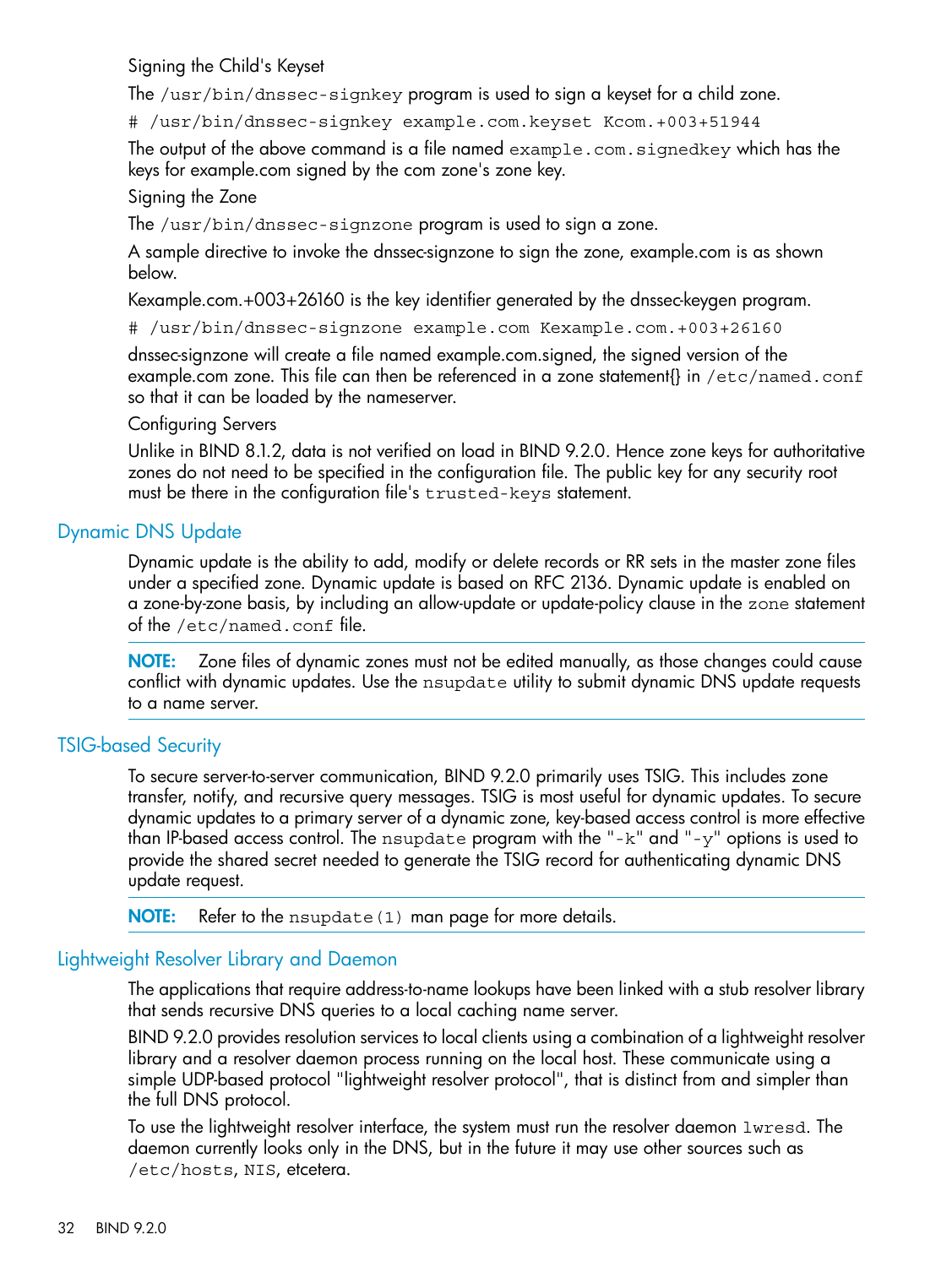Signing the Child's Keyset

The `/usr/bin/dnssec-signkey` program is used to sign a keyset for a child zone.

```
# /usr/bin/dnssec-signkey example.com.keyset Kcom.+003+51944
```

The output of the above command is a file named `example.com.signedkey` which has the keys for example.com signed by the com zone's zone key.

Signing the Zone

The `/usr/bin/dnssec-signzone` program is used to sign a zone.

A sample directive to invoke the dnssec-signzone to sign the zone, example.com is as shown below.

Kexample.com.+003+26160 is the key identifier generated by the dnssec-keygen program.

```
# /usr/bin/dnssec-signzone example.com Kexample.com.+003+26160
```

dnssec-signzone will create a file named example.com.signed, the signed version of the example.com zone. This file can then be referenced in a zone statement{} in `/etc/named.conf` so that it can be loaded by the nameserver.

Configuring Servers

Unlike in BIND 8.1.2, data is not verified on load in BIND 9.2.0. Hence zone keys for authoritative zones do not need to be specified in the configuration file. The public key for any security root must be there in the configuration file's `trusted-keys` statement.

## Dynamic DNS Update

Dynamic update is the ability to add, modify or delete records or RR sets in the master zone files under a specified zone. Dynamic update is based on RFC 2136. Dynamic update is enabled on a zone-by-zone basis, by including an allow-update or update-policy clause in the `zone` statement of the `/etc/named.conf` file.

**NOTE:** Zone files of dynamic zones must not be edited manually, as those changes could cause conflict with dynamic updates. Use the `nsupdate` utility to submit dynamic DNS update requests to a name server.

## TSIG-based Security

To secure server-to-server communication, BIND 9.2.0 primarily uses TSIG. This includes zone transfer, notify, and recursive query messages. TSIG is most useful for dynamic updates. To secure dynamic updates to a primary server of a dynamic zone, key-based access control is more effective than IP-based access control. The `nsupdate` program with the "`-k`" and "`-y`" options is used to provide the shared secret needed to generate the TSIG record for authenticating dynamic DNS update request.

**NOTE:** Refer to the `nsupdate(1)` man page for more details.

## Lightweight Resolver Library and Daemon

The applications that require address-to-name lookups have been linked with a stub resolver library that sends recursive DNS queries to a local caching name server.

BIND 9.2.0 provides resolution services to local clients using a combination of a lightweight resolver library and a resolver daemon process running on the local host. These communicate using a simple UDP-based protocol "lightweight resolver protocol", that is distinct from and simpler than the full DNS protocol.

To use the lightweight resolver interface, the system must run the resolver daemon `lwresd`. The daemon currently looks only in the DNS, but in the future it may use other sources such as `/etc/hosts`, `NIS`, etcetera.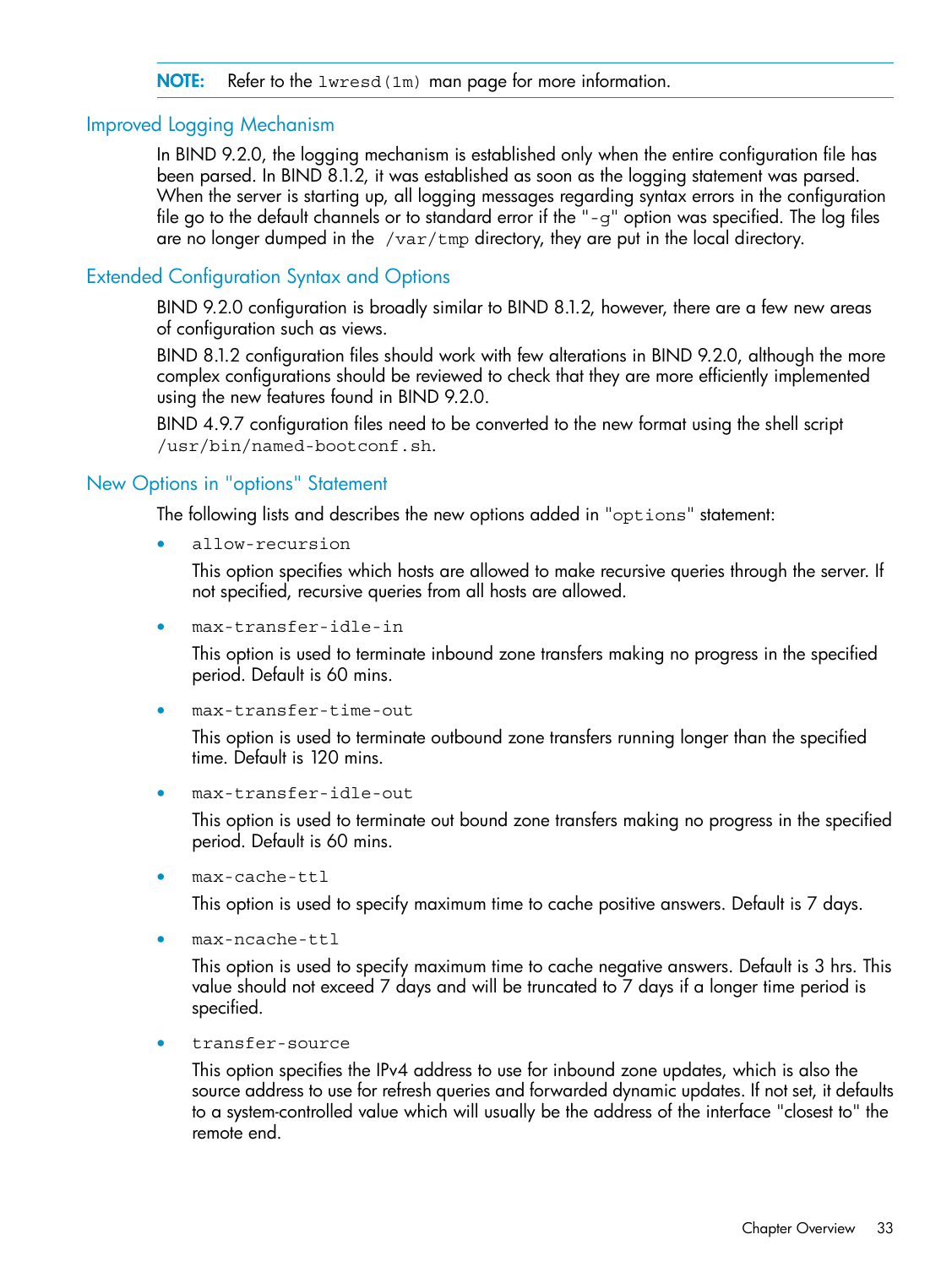**NOTE:** Refer to the `lwresd(1m)` man page for more information.

## Improved Logging Mechanism

In BIND 9.2.0, the logging mechanism is established only when the entire configuration file has been parsed. In BIND 8.1.2, it was established as soon as the logging statement was parsed. When the server is starting up, all logging messages regarding syntax errors in the configuration file go to the default channels or to standard error if the "`-g`" option was specified. The log files are no longer dumped in the `/var/tmp` directory, they are put in the local directory.

## Extended Configuration Syntax and Options

BIND 9.2.0 configuration is broadly similar to BIND 8.1.2, however, there are a few new areas of configuration such as views.

BIND 8.1.2 configuration files should work with few alterations in BIND 9.2.0, although the more complex configurations should be reviewed to check that they are more efficiently implemented using the new features found in BIND 9.2.0.

BIND 4.9.7 configuration files need to be converted to the new format using the shell script `/usr/bin/named-bootconf.sh`.

## New Options in "options" Statement

The following lists and describes the new options added in "`options`" statement:

- `allow-recursion`

  This option specifies which hosts are allowed to make recursive queries through the server. If not specified, recursive queries from all hosts are allowed.

- `max-transfer-idle-in`

  This option is used to terminate inbound zone transfers making no progress in the specified period. Default is 60 mins.

- `max-transfer-time-out`

  This option is used to terminate outbound zone transfers running longer than the specified time. Default is 120 mins.

- `max-transfer-idle-out`

  This option is used to terminate out bound zone transfers making no progress in the specified period. Default is 60 mins.

- `max-cache-ttl`

  This option is used to specify maximum time to cache positive answers. Default is 7 days.

- `max-ncache-ttl`

  This option is used to specify maximum time to cache negative answers. Default is 3 hrs. This value should not exceed 7 days and will be truncated to 7 days if a longer time period is specified.

- `transfer-source`

  This option specifies the IPv4 address to use for inbound zone updates, which is also the source address to use for refresh queries and forwarded dynamic updates. If not set, it defaults to a system-controlled value which will usually be the address of the interface "closest to" the remote end.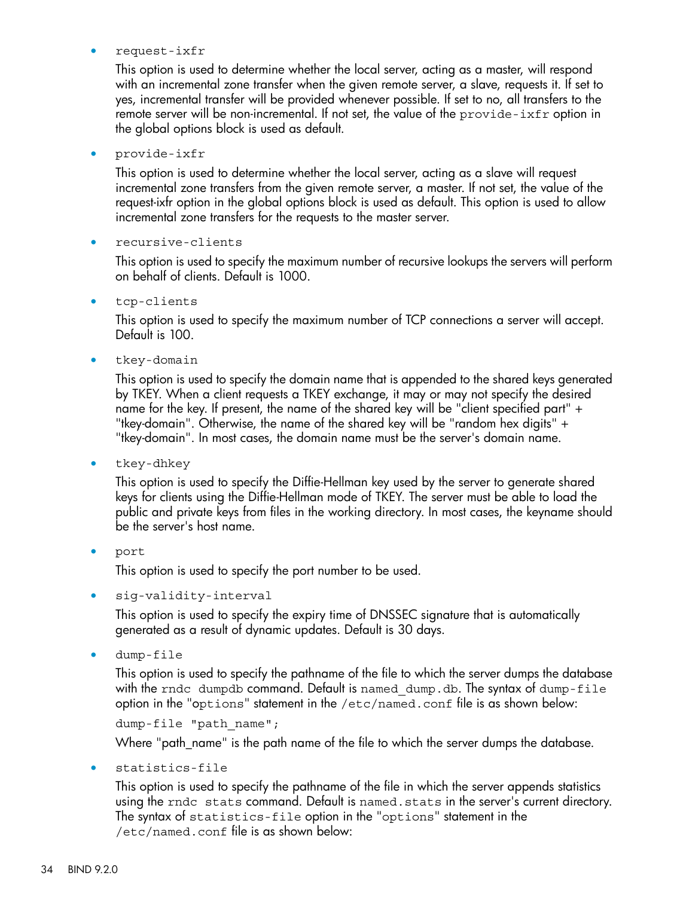- `request-ixfr`

  This option is used to determine whether the local server, acting as a master, will respond with an incremental zone transfer when the given remote server, a slave, requests it. If set to yes, incremental transfer will be provided whenever possible. If set to no, all transfers to the remote server will be non-incremental. If not set, the value of the `provide-ixfr` option in the global options block is used as default.

- `provide-ixfr`

  This option is used to determine whether the local server, acting as a slave will request incremental zone transfers from the given remote server, a master. If not set, the value of the request-ixfr option in the global options block is used as default. This option is used to allow incremental zone transfers for the requests to the master server.

- `recursive-clients`

  This option is used to specify the maximum number of recursive lookups the servers will perform on behalf of clients. Default is 1000.

- `tcp-clients`

  This option is used to specify the maximum number of TCP connections a server will accept. Default is 100.

- `tkey-domain`

  This option is used to specify the domain name that is appended to the shared keys generated by TKEY. When a client requests a TKEY exchange, it may or may not specify the desired name for the key. If present, the name of the shared key will be "client specified part" + "tkey-domain". Otherwise, the name of the shared key will be "random hex digits" + "tkey-domain". In most cases, the domain name must be the server's domain name.

- `tkey-dhkey`

  This option is used to specify the Diffie-Hellman key used by the server to generate shared keys for clients using the Diffie-Hellman mode of TKEY. The server must be able to load the public and private keys from files in the working directory. In most cases, the keyname should be the server's host name.

- `port`

  This option is used to specify the port number to be used.

- `sig-validity-interval`

  This option is used to specify the expiry time of DNSSEC signature that is automatically generated as a result of dynamic updates. Default is 30 days.

- `dump-file`

  This option is used to specify the pathname of the file to which the server dumps the database with the `rndc dumpdb` command. Default is `named_dump.db`. The syntax of `dump-file` option in the "`options`" statement in the `/etc/named.conf` file is as shown below:

  ```
  dump-file "path_name";
  ```

  Where "path_name" is the path name of the file to which the server dumps the database.

- `statistics-file`

  This option is used to specify the pathname of the file in which the server appends statistics using the `rndc stats` command. Default is `named.stats` in the server's current directory. The syntax of `statistics-file` option in the "`options`" statement in the `/etc/named.conf` file is as shown below: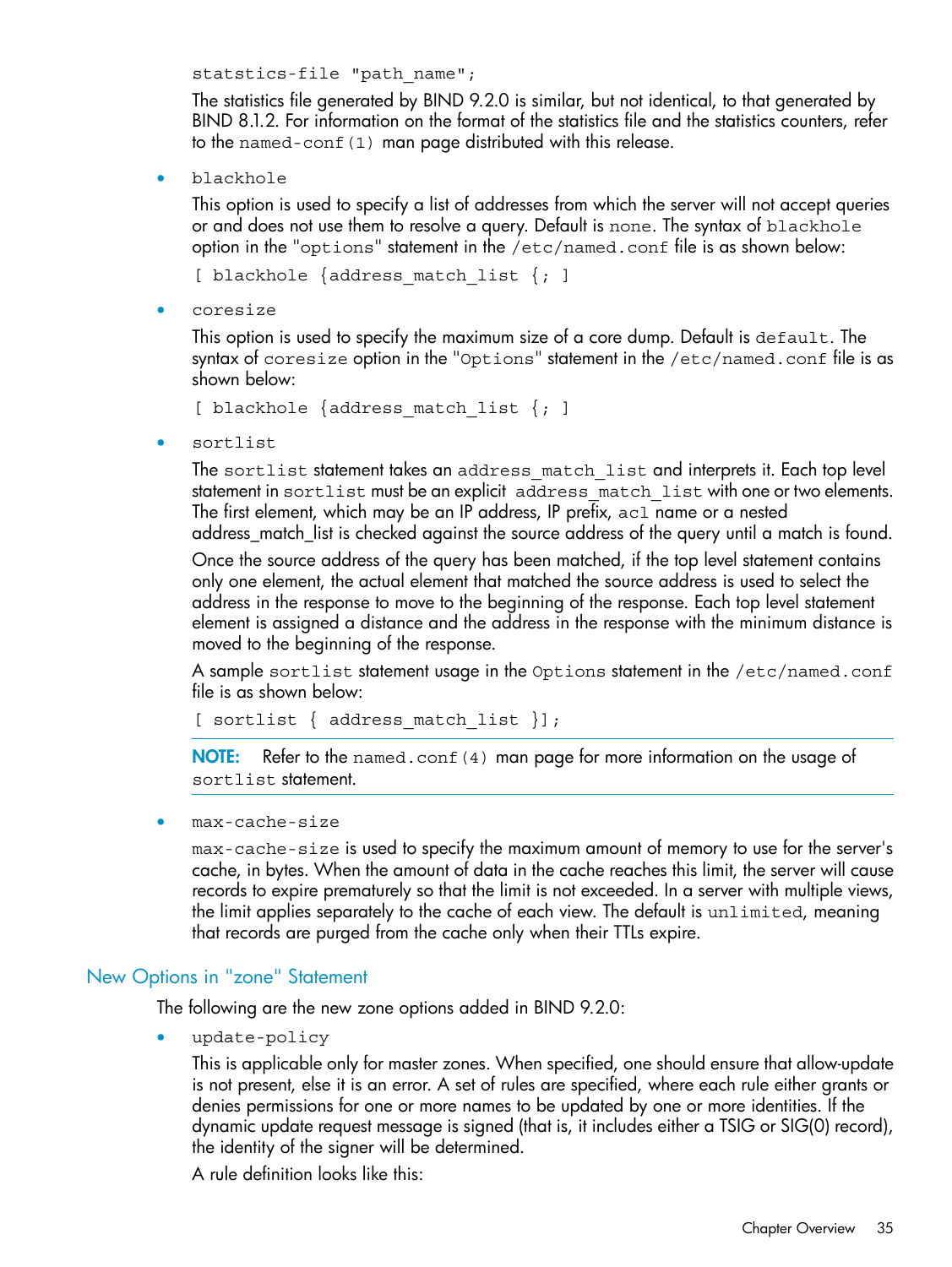```
statstics-file "path_name";
```

The statistics file generated by BIND 9.2.0 is similar, but not identical, to that generated by BIND 8.1.2. For information on the format of the statistics file and the statistics counters, refer to the `named-conf(1)` man page distributed with this release.

- `blackhole`

  This option is used to specify a list of addresses from which the server will not accept queries or and does not use them to resolve a query. Default is `none`. The syntax of `blackhole` option in the "`options`" statement in the `/etc/named.conf` file is as shown below:

  ```
  [ blackhole {address_match_list {; ]
  ```

- `coresize`

  This option is used to specify the maximum size of a core dump. Default is `default`. The syntax of `coresize` option in the "`Options`" statement in the `/etc/named.conf` file is as shown below:

  ```
  [ blackhole {address_match_list {; ]
  ```

- `sortlist`

  The `sortlist` statement takes an `address_match_list` and interprets it. Each top level statement in `sortlist` must be an explicit `address_match_list` with one or two elements. The first element, which may be an IP address, IP prefix, `acl` name or a nested address_match_list is checked against the source address of the query until a match is found.

  Once the source address of the query has been matched, if the top level statement contains only one element, the actual element that matched the source address is used to select the address in the response to move to the beginning of the response. Each top level statement element is assigned a distance and the address in the response with the minimum distance is moved to the beginning of the response.

  A sample `sortlist` statement usage in the `Options` statement in the `/etc/named.conf` file is as shown below:

  ```
  [ sortlist { address_match_list }];
  ```

  **NOTE:** Refer to the `named.conf(4)` man page for more information on the usage of `sortlist` statement.

- `max-cache-size`

  `max-cache-size` is used to specify the maximum amount of memory to use for the server's cache, in bytes. When the amount of data in the cache reaches this limit, the server will cause records to expire prematurely so that the limit is not exceeded. In a server with multiple views, the limit applies separately to the cache of each view. The default is `unlimited`, meaning that records are purged from the cache only when their TTLs expire.

## New Options in "zone" Statement

The following are the new zone options added in BIND 9.2.0:

- `update-policy`

  This is applicable only for master zones. When specified, one should ensure that allow-update is not present, else it is an error. A set of rules are specified, where each rule either grants or denies permissions for one or more names to be updated by one or more identities. If the dynamic update request message is signed (that is, it includes either a TSIG or SIG(0) record), the identity of the signer will be determined.

  A rule definition looks like this: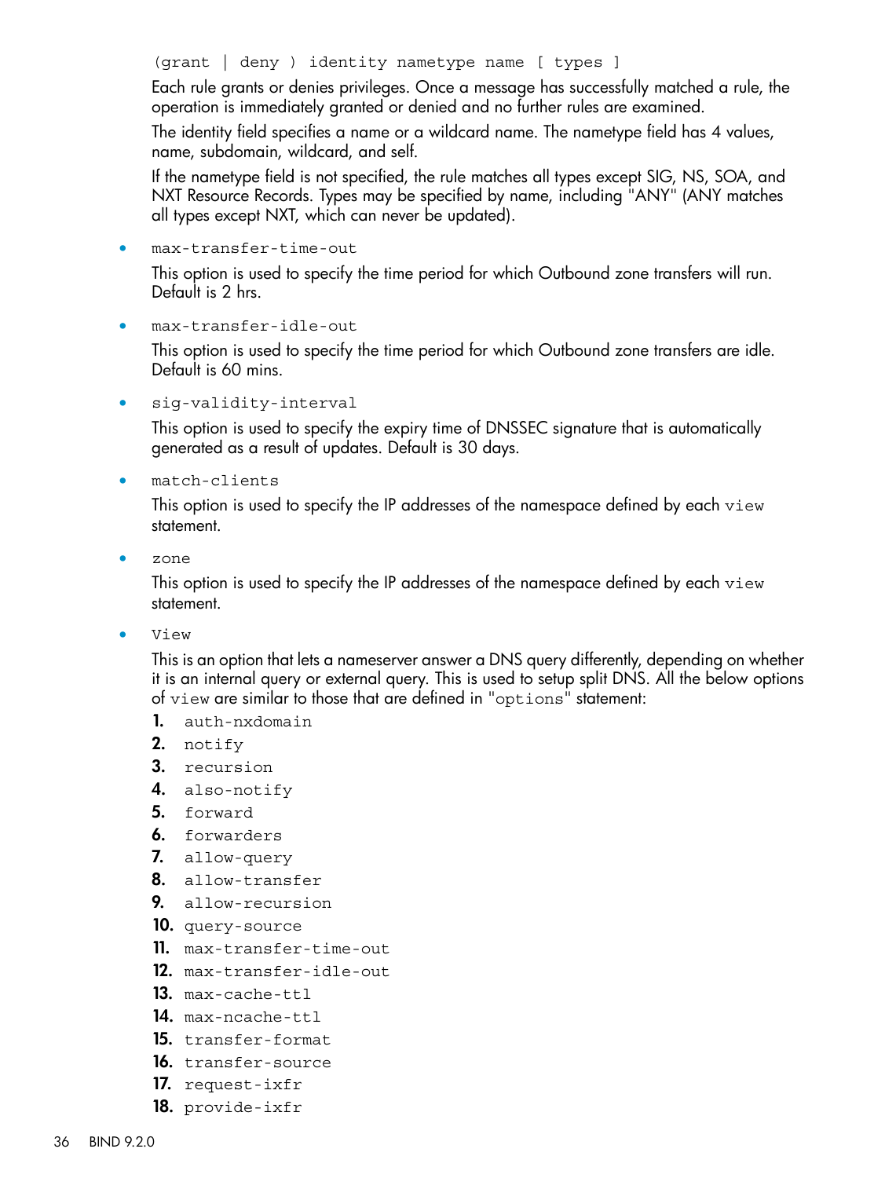`(grant | deny ) identity nametype name [ types ]`

Each rule grants or denies privileges. Once a message has successfully matched a rule, the operation is immediately granted or denied and no further rules are examined.

The identity field specifies a name or a wildcard name. The nametype field has 4 values, name, subdomain, wildcard, and self.

If the nametype field is not specified, the rule matches all types except SIG, NS, SOA, and NXT Resource Records. Types may be specified by name, including "ANY" (ANY matches all types except NXT, which can never be updated).

- `max-transfer-time-out`

  This option is used to specify the time period for which Outbound zone transfers will run. Default is 2 hrs.

- `max-transfer-idle-out`

  This option is used to specify the time period for which Outbound zone transfers are idle. Default is 60 mins.

- `sig-validity-interval`

  This option is used to specify the expiry time of DNSSEC signature that is automatically generated as a result of updates. Default is 30 days.

- `match-clients`

  This option is used to specify the IP addresses of the namespace defined by each `view` statement.

- `zone`

  This option is used to specify the IP addresses of the namespace defined by each `view` statement.

- `View`

  This is an option that lets a nameserver answer a DNS query differently, depending on whether it is an internal query or external query. This is used to setup split DNS. All the below options of `view` are similar to those that are defined in "`options`" statement:

  1. `auth-nxdomain`
  2. `notify`
  3. `recursion`
  4. `also-notify`
  5. `forward`
  6. `forwarders`
  7. `allow-query`
  8. `allow-transfer`
  9. `allow-recursion`
  10. `query-source`
  11. `max-transfer-time-out`
  12. `max-transfer-idle-out`
  13. `max-cache-ttl`
  14. `max-ncache-ttl`
  15. `transfer-format`
  16. `transfer-source`
  17. `request-ixfr`
  18. `provide-ixfr`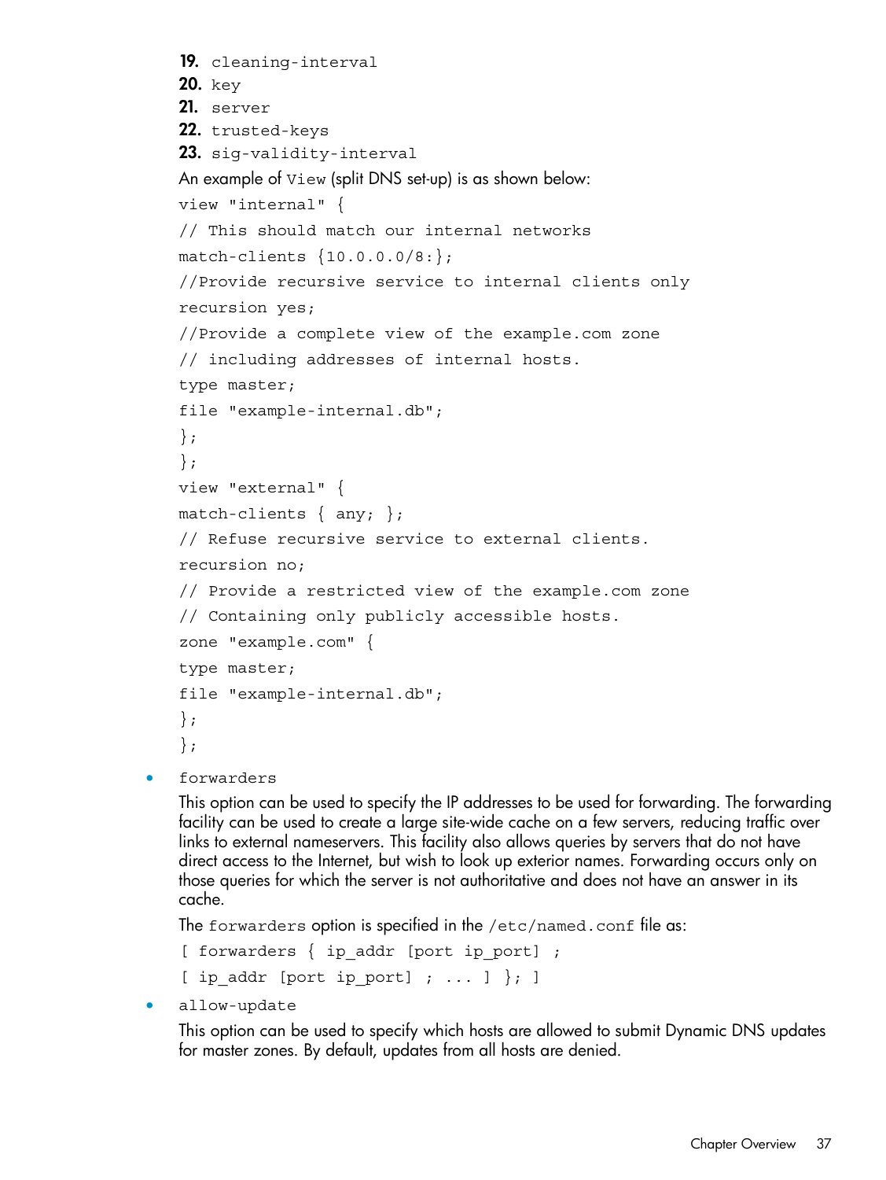19. `cleaning-interval`
20. `key`
21. `server`
22. `trusted-keys`
23. `sig-validity-interval`

An example of `View` (split DNS set-up) is as shown below:

```
view "internal" {
// This should match our internal networks
match-clients {10.0.0.0/8:};
//Provide recursive service to internal clients only
recursion yes;
//Provide a complete view of the example.com zone
// including addresses of internal hosts.
type master;
file "example-internal.db";
};
};
view "external" {
match-clients { any; };
// Refuse recursive service to external clients.
recursion no;
// Provide a restricted view of the example.com zone
// Containing only publicly accessible hosts.
zone "example.com" {
type master;
file "example-internal.db";
};
};
```

- `forwarders`

  This option can be used to specify the IP addresses to be used for forwarding. The forwarding facility can be used to create a large site-wide cache on a few servers, reducing traffic over links to external nameservers. This facility also allows queries by servers that do not have direct access to the Internet, but wish to look up exterior names. Forwarding occurs only on those queries for which the server is not authoritative and does not have an answer in its cache.

  The `forwarders` option is specified in the `/etc/named.conf` file as:

  ```
  [ forwarders { ip_addr [port ip_port] ;
  [ ip_addr [port ip_port] ; ... ] }; ]
  ```

- `allow-update`

  This option can be used to specify which hosts are allowed to submit Dynamic DNS updates for master zones. By default, updates from all hosts are denied.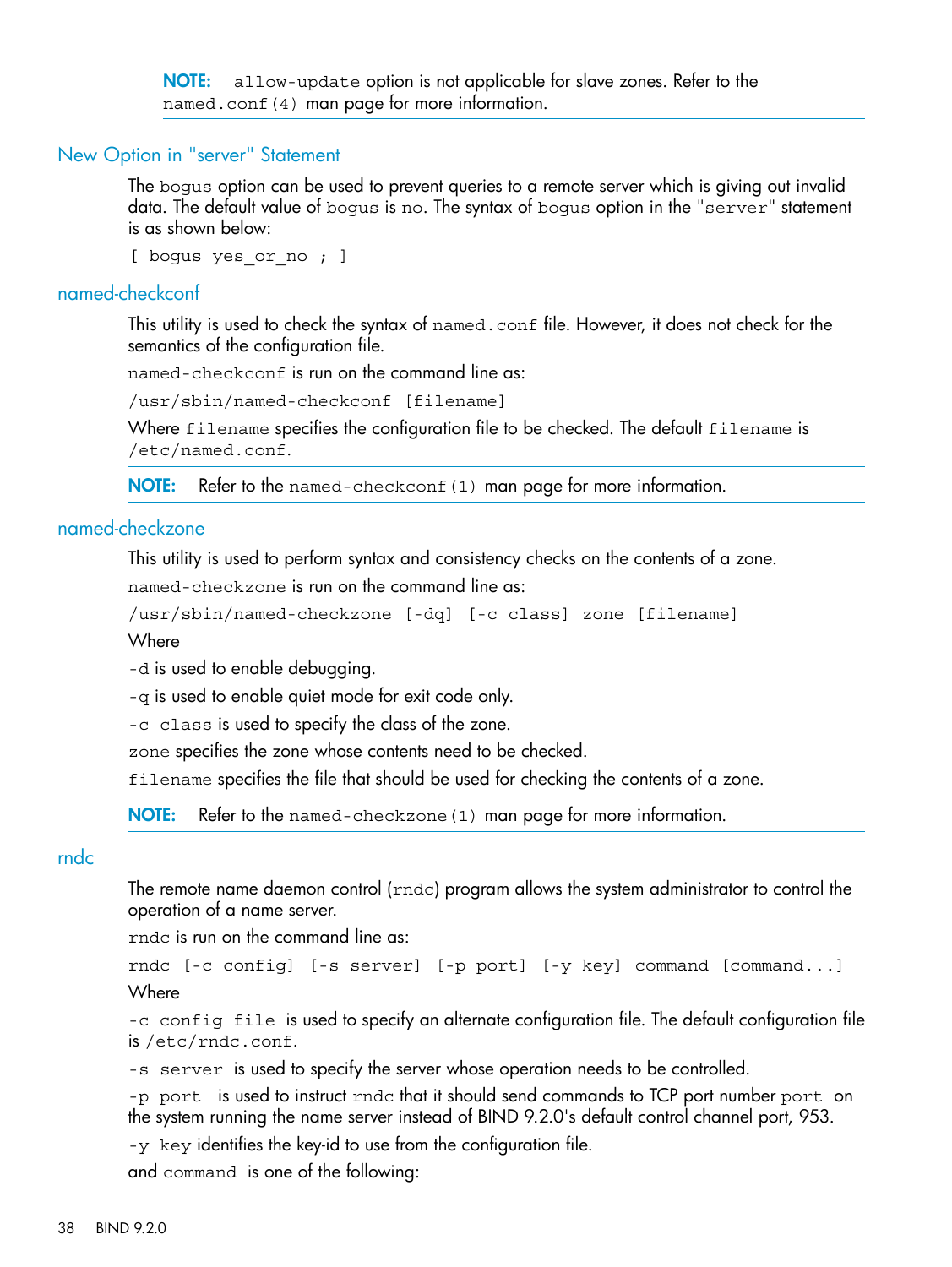**NOTE:** `allow-update` option is not applicable for slave zones. Refer to the `named.conf(4)` man page for more information.

### New Option in "server" Statement

The `bogus` option can be used to prevent queries to a remote server which is giving out invalid data. The default value of `bogus` is `no`. The syntax of `bogus` option in the `"server"` statement is as shown below:

```
[ bogus yes_or_no ; ]
```

### named-checkconf

This utility is used to check the syntax of `named.conf` file. However, it does not check for the semantics of the configuration file.

`named-checkconf` is run on the command line as:

```
/usr/sbin/named-checkconf [filename]
```

Where `filename` specifies the configuration file to be checked. The default `filename` is `/etc/named.conf`.

**NOTE:** Refer to the `named-checkconf(1)` man page for more information.

### named-checkzone

This utility is used to perform syntax and consistency checks on the contents of a zone.

`named-checkzone` is run on the command line as:

```
/usr/sbin/named-checkzone [-dq] [-c class] zone [filename]
```

Where

`-d` is used to enable debugging.

`-q` is used to enable quiet mode for exit code only.

`-c class` is used to specify the class of the zone.

`zone` specifies the zone whose contents need to be checked.

`filename` specifies the file that should be used for checking the contents of a zone.

**NOTE:** Refer to the `named-checkzone(1)` man page for more information.

### rndc

The remote name daemon control (`rndc`) program allows the system administrator to control the operation of a name server.

`rndc` is run on the command line as:

```
rndc [-c config] [-s server] [-p port] [-y key] command [command...]
```

Where

`-c config file` is used to specify an alternate configuration file. The default configuration file is `/etc/rndc.conf`.

`-s server` is used to specify the server whose operation needs to be controlled.

`-p port` is used to instruct `rndc` that it should send commands to TCP port number `port` on the system running the name server instead of BIND 9.2.0's default control channel port, 953.

`-y key` identifies the key-id to use from the configuration file.

and `command` is one of the following: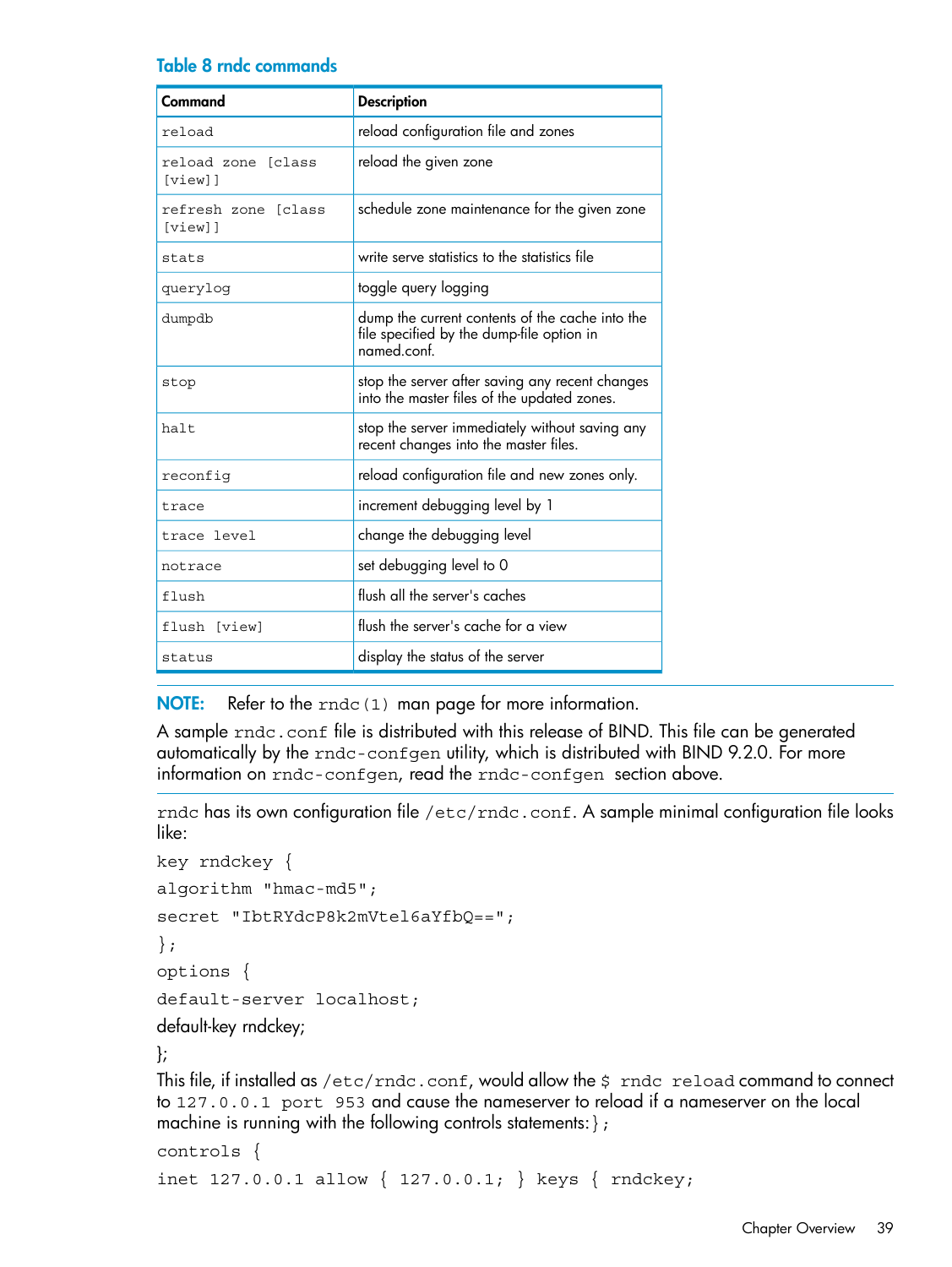**Table 8 rndc commands**

| Command | Description |
| --- | --- |
| `reload` | reload configuration file and zones |
| `reload zone [class [view]]` | reload the given zone |
| `refresh zone [class [view]]` | schedule zone maintenance for the given zone |
| `stats` | write serve statistics to the statistics file |
| `querylog` | toggle query logging |
| `dumpdb` | dump the current contents of the cache into the file specified by the dump-file option in named.conf. |
| `stop` | stop the server after saving any recent changes into the master files of the updated zones. |
| `halt` | stop the server immediately without saving any recent changes into the master files. |
| `reconfig` | reload configuration file and new zones only. |
| `trace` | increment debugging level by 1 |
| `trace level` | change the debugging level |
| `notrace` | set debugging level to 0 |
| `flush` | flush all the server's caches |
| `flush [view]` | flush the server's cache for a view |
| `status` | display the status of the server |

**NOTE:** Refer to the `rndc(1)` man page for more information.

A sample `rndc.conf` file is distributed with this release of BIND. This file can be generated automatically by the `rndc-confgen` utility, which is distributed with BIND 9.2.0. For more information on `rndc-confgen`, read the `rndc-confgen` section above.

`rndc` has its own configuration file `/etc/rndc.conf`. A sample minimal configuration file looks like:

```
key rndckey {
algorithm "hmac-md5";
secret "IbtRYdcP8k2mVtel6aYfbQ==";
};
options {
default-server localhost;
default-key rndckey;
};
```

This file, if installed as `/etc/rndc.conf`, would allow the `$ rndc reload` command to connect to `127.0.0.1 port 953` and cause the nameserver to reload if a nameserver on the local machine is running with the following controls statements:`};`

```
controls {
inet 127.0.0.1 allow { 127.0.0.1; } keys { rndckey;
```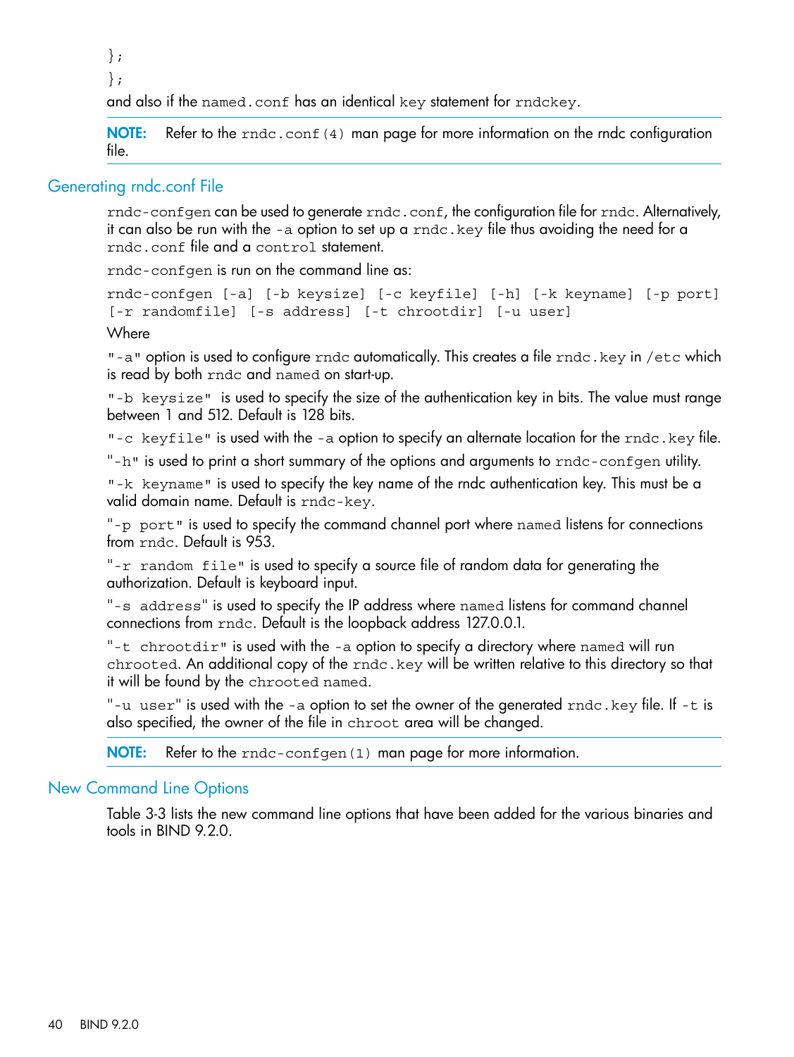```
};
};
```

and also if the `named.conf` has an identical `key` statement for `rndckey`.

**NOTE:** Refer to the `rndc.conf(4)` man page for more information on the rndc configuration file.

## Generating rndc.conf File

`rndc-confgen` can be used to generate `rndc.conf`, the configuration file for `rndc`. Alternatively, it can also be run with the `-a` option to set up a `rndc.key` file thus avoiding the need for a `rndc.conf` file and a `control` statement.

`rndc-confgen` is run on the command line as:

```
rndc-confgen [-a] [-b keysize] [-c keyfile] [-h] [-k keyname] [-p port]
[-r randomfile] [-s address] [-t chrootdir] [-u user]
```

Where

`"-a"` option is used to configure `rndc` automatically. This creates a file `rndc.key` in `/etc` which is read by both `rndc` and `named` on start-up.

`"-b keysize"` is used to specify the size of the authentication key in bits. The value must range between 1 and 512. Default is 128 bits.

`"-c keyfile"` is used with the `-a` option to specify an alternate location for the `rndc.key` file.

`"-h"` is used to print a short summary of the options and arguments to `rndc-confgen` utility.

`"-k keyname"` is used to specify the key name of the rndc authentication key. This must be a valid domain name. Default is `rndc-key`.

`"-p port"` is used to specify the command channel port where `named` listens for connections from `rndc`. Default is 953.

`"-r random file"` is used to specify a source file of random data for generating the authorization. Default is keyboard input.

`"-s address"` is used to specify the IP address where `named` listens for command channel connections from `rndc`. Default is the loopback address 127.0.0.1.

`"-t chrootdir"` is used with the `-a` option to specify a directory where `named` will run `chrooted`. An additional copy of the `rndc.key` will be written relative to this directory so that it will be found by the `chrooted named`.

`"-u user"` is used with the `-a` option to set the owner of the generated `rndc.key` file. If `-t` is also specified, the owner of the file in `chroot` area will be changed.

**NOTE:** Refer to the `rndc-confgen(1)` man page for more information.

## New Command Line Options

Table 3-3 lists the new command line options that have been added for the various binaries and tools in BIND 9.2.0.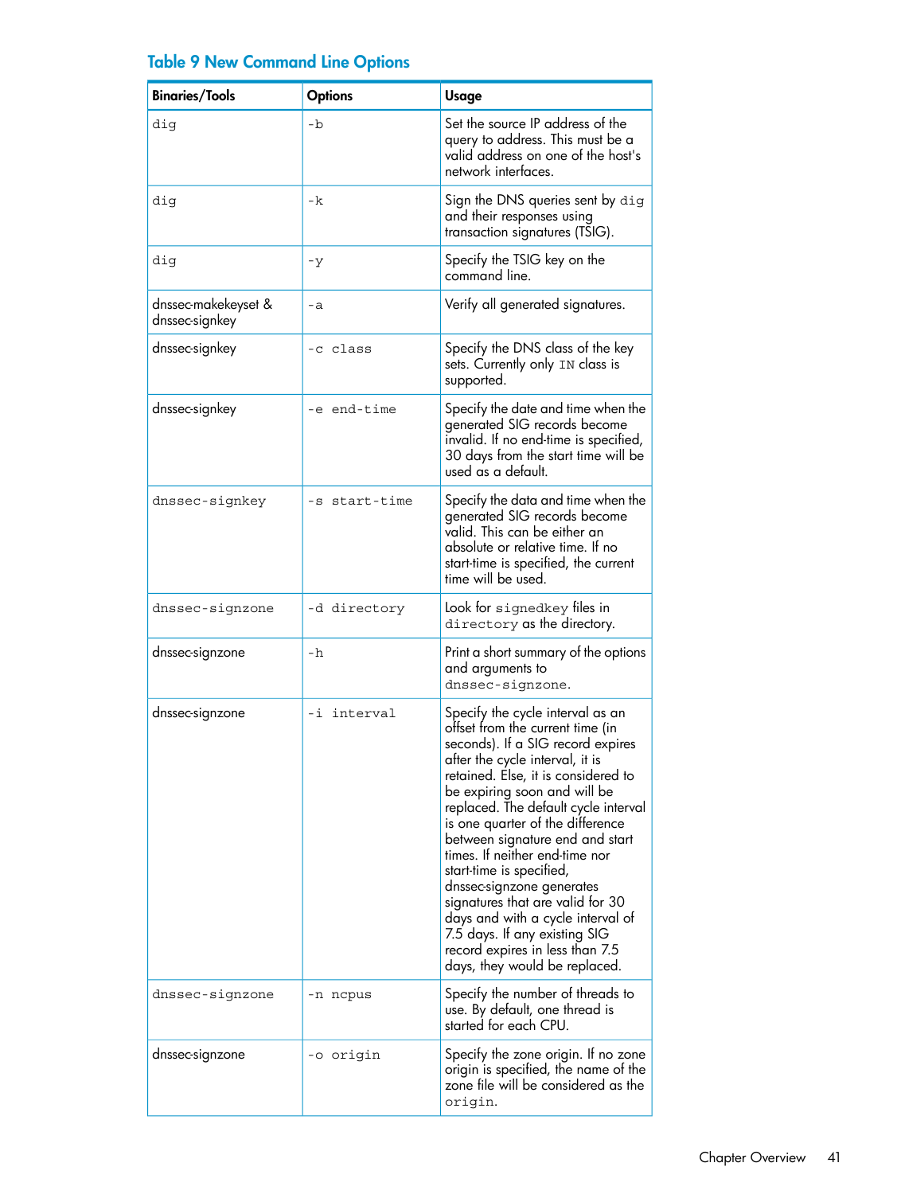## Table 9 New Command Line Options

| Binaries/Tools | Options | Usage |
|---|---|---|
| dig | -b | Set the source IP address of the query to address. This must be a valid address on one of the host's network interfaces. |
| dig | -k | Sign the DNS queries sent by dig and their responses using transaction signatures (TSIG). |
| dig | -y | Specify the TSIG key on the command line. |
| dnssec-makekeyset & dnssec-signkey | -a | Verify all generated signatures. |
| dnssec-signkey | -c class | Specify the DNS class of the key sets. Currently only IN class is supported. |
| dnssec-signkey | -e end-time | Specify the date and time when the generated SIG records become invalid. If no end-time is specified, 30 days from the start time will be used as a default. |
| dnssec-signkey | -s start-time | Specify the data and time when the generated SIG records become valid. This can be either an absolute or relative time. If no start-time is specified, the current time will be used. |
| dnssec-signzone | -d directory | Look for signedkey files in directory as the directory. |
| dnssec-signzone | -h | Print a short summary of the options and arguments to dnssec-signzone. |
| dnssec-signzone | -i interval | Specify the cycle interval as an offset from the current time (in seconds). If a SIG record expires after the cycle interval, it is retained. Else, it is considered to be expiring soon and will be replaced. The default cycle interval is one quarter of the difference between signature end and start times. If neither end-time nor start-time is specified, dnssec-signzone generates signatures that are valid for 30 days and with a cycle interval of 7.5 days. If any existing SIG record expires in less than 7.5 days, they would be replaced. |
| dnssec-signzone | -n ncpus | Specify the number of threads to use. By default, one thread is started for each CPU. |
| dnssec-signzone | -o origin | Specify the zone origin. If no zone origin is specified, the name of the zone file will be considered as the origin. |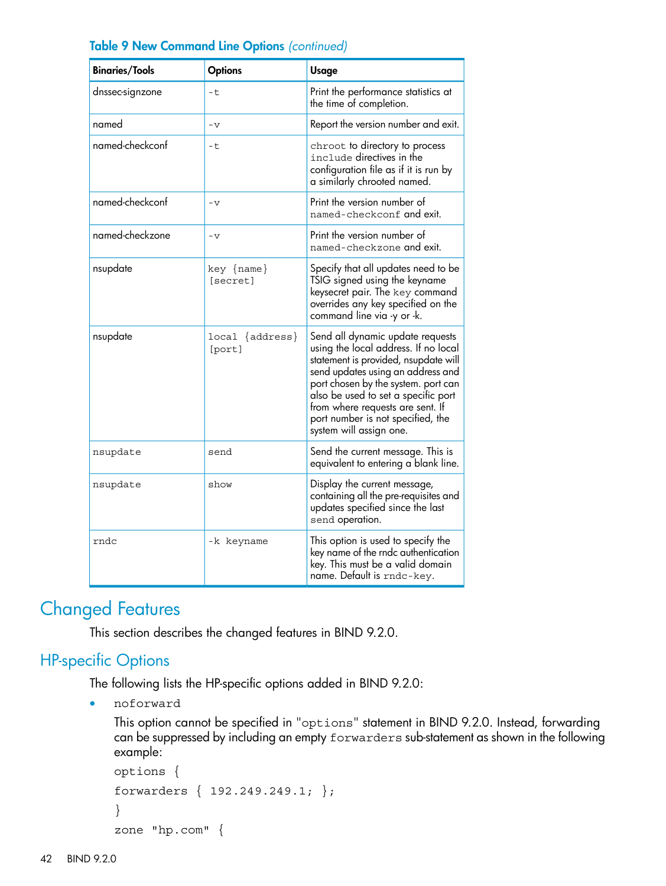**Table 9 New Command Line Options** *(continued)*

| Binaries/Tools | Options | Usage |
| --- | --- | --- |
| dnssec-signzone | `-t` | Print the performance statistics at the time of completion. |
| named | `-v` | Report the version number and exit. |
| named-checkconf | `-t` | `chroot` to directory to process `include` directives in the configuration file as if it is run by a similarly chrooted named. |
| named-checkconf | `-v` | Print the version number of `named-checkconf` and exit. |
| named-checkzone | `-v` | Print the version number of `named-checkzone` and exit. |
| nsupdate | `key {name} [secret]` | Specify that all updates need to be TSIG signed using the keyname keysecret pair. The `key` command overrides any key specified on the command line via -y or -k. |
| nsupdate | `local {address} [port]` | Send all dynamic update requests using the local address. If no local statement is provided, nsupdate will send updates using an address and port chosen by the system. port can also be used to set a specific port from where requests are sent. If port number is not specified, the system will assign one. |
| `nsupdate` | `send` | Send the current message. This is equivalent to entering a blank line. |
| `nsupdate` | `show` | Display the current message, containing all the pre-requisites and updates specified since the last `send` operation. |
| `rndc` | `-k keyname` | This option is used to specify the key name of the rndc authentication key. This must be a valid domain name. Default is `rndc-key`. |

# Changed Features

This section describes the changed features in BIND 9.2.0.

## HP-specific Options

The following lists the HP-specific options added in BIND 9.2.0:

- `noforward`

  This option cannot be specified in `"options"` statement in BIND 9.2.0. Instead, forwarding can be suppressed by including an empty `forwarders` sub-statement as shown in the following example:

  ```
  options {
  forwarders { 192.249.249.1; };
  }
  zone "hp.com" {
  ```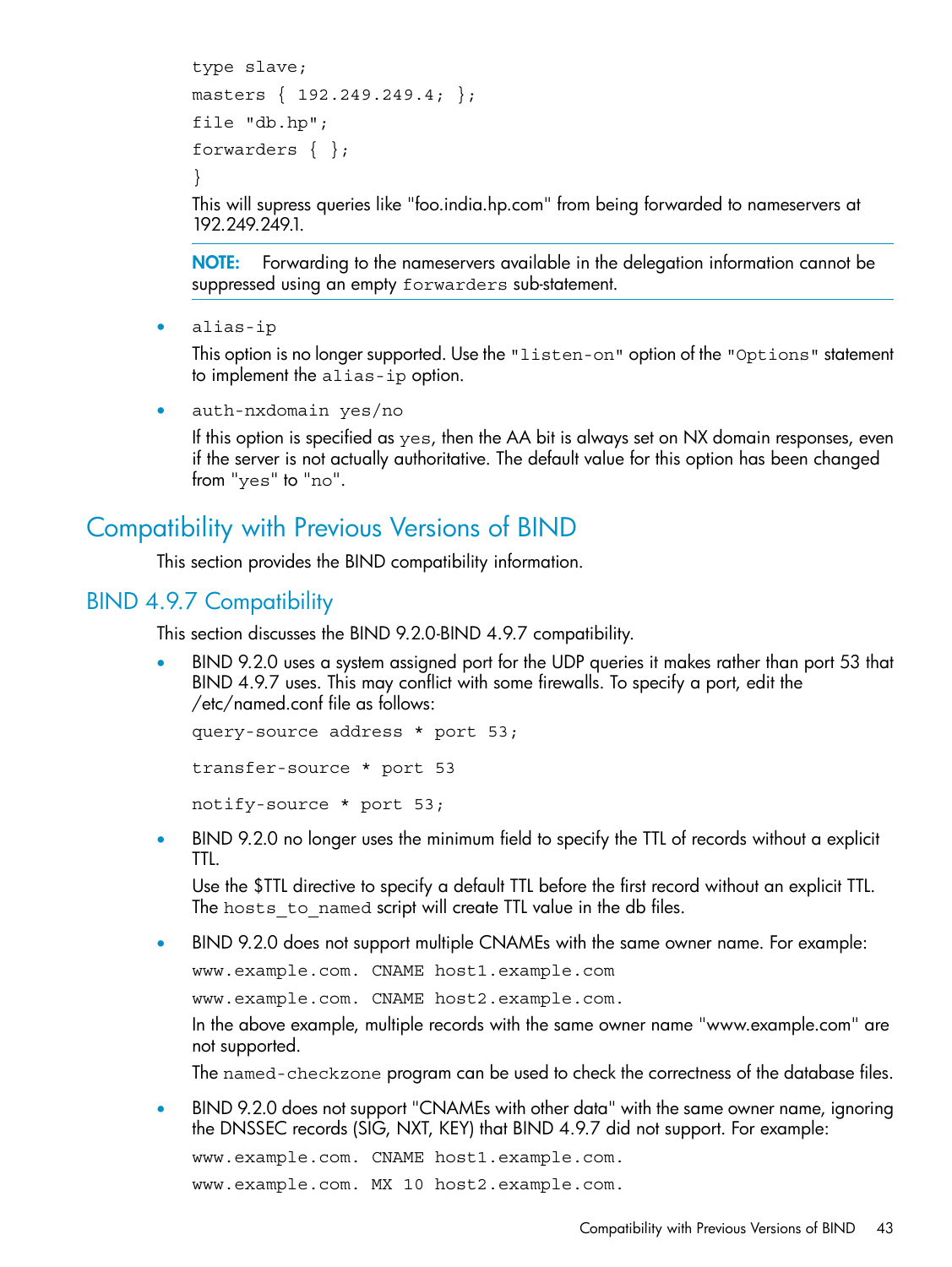```
type slave;
masters { 192.249.249.4; };
file "db.hp";
forwarders { };
}
```

This will supress queries like "foo.india.hp.com" from being forwarded to nameservers at 192.249.249.1.

**NOTE:** Forwarding to the nameservers available in the delegation information cannot be suppressed using an empty `forwarders` sub-statement.

- `alias-ip`

  This option is no longer supported. Use the `"listen-on"` option of the `"Options"` statement to implement the `alias-ip` option.

- `auth-nxdomain yes/no`

  If this option is specified as `yes`, then the AA bit is always set on NX domain responses, even if the server is not actually authoritative. The default value for this option has been changed from `"yes"` to `"no"`.

# Compatibility with Previous Versions of BIND

This section provides the BIND compatibility information.

## BIND 4.9.7 Compatibility

This section discusses the BIND 9.2.0-BIND 4.9.7 compatibility.

- BIND 9.2.0 uses a system assigned port for the UDP queries it makes rather than port 53 that BIND 4.9.7 uses. This may conflict with some firewalls. To specify a port, edit the /etc/named.conf file as follows:

  ```
  query-source address * port 53;
  transfer-source * port 53
  notify-source * port 53;
  ```

- BIND 9.2.0 no longer uses the minimum field to specify the TTL of records without a explicit TTL.

  Use the $TTL directive to specify a default TTL before the first record without an explicit TTL. The `hosts_to_named` script will create TTL value in the db files.

- BIND 9.2.0 does not support multiple CNAMEs with the same owner name. For example:

  ```
  www.example.com. CNAME host1.example.com
  www.example.com. CNAME host2.example.com.
  ```

  In the above example, multiple records with the same owner name "www.example.com" are not supported.

  The `named-checkzone` program can be used to check the correctness of the database files.

- BIND 9.2.0 does not support "CNAMEs with other data" with the same owner name, ignoring the DNSSEC records (SIG, NXT, KEY) that BIND 4.9.7 did not support. For example:

  ```
  www.example.com. CNAME host1.example.com.
  www.example.com. MX 10 host2.example.com.
  ```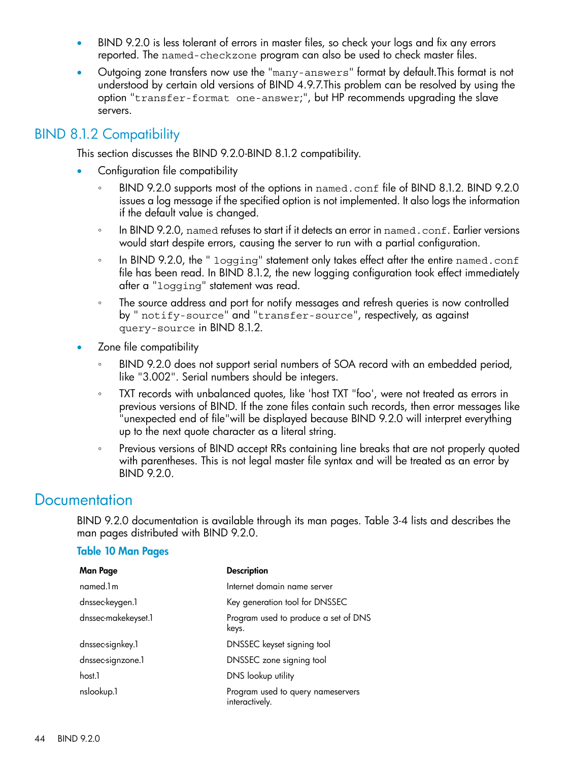- BIND 9.2.0 is less tolerant of errors in master files, so check your logs and fix any errors reported. The `named-checkzone` program can also be used to check master files.
- Outgoing zone transfers now use the "`many-answers`" format by default.This format is not understood by certain old versions of BIND 4.9.7.This problem can be resolved by using the option "`transfer-format one-answer;`", but HP recommends upgrading the slave servers.

## BIND 8.1.2 Compatibility

This section discusses the BIND 9.2.0-BIND 8.1.2 compatibility.

- Configuration file compatibility
  - BIND 9.2.0 supports most of the options in `named.conf` file of BIND 8.1.2. BIND 9.2.0 issues a log message if the specified option is not implemented. It also logs the information if the default value is changed.
  - In BIND 9.2.0, `named` refuses to start if it detects an error in `named.conf`. Earlier versions would start despite errors, causing the server to run with a partial configuration.
  - In BIND 9.2.0, the " `logging`" statement only takes effect after the entire `named.conf` file has been read. In BIND 8.1.2, the new logging configuration took effect immediately after a "`logging`" statement was read.
  - The source address and port for notify messages and refresh queries is now controlled by " `notify-source`" and "`transfer-source`", respectively, as against `query-source` in BIND 8.1.2.
- Zone file compatibility
  - BIND 9.2.0 does not support serial numbers of SOA record with an embedded period, like "3.002". Serial numbers should be integers.
  - TXT records with unbalanced quotes, like 'host TXT "foo', were not treated as errors in previous versions of BIND. If the zone files contain such records, then error messages like "unexpected end of file"will be displayed because BIND 9.2.0 will interpret everything up to the next quote character as a literal string.
  - Previous versions of BIND accept RRs containing line breaks that are not properly quoted with parentheses. This is not legal master file syntax and will be treated as an error by BIND 9.2.0.

# Documentation

BIND 9.2.0 documentation is available through its man pages. Table 3-4 lists and describes the man pages distributed with BIND 9.2.0.

**Table 10 Man Pages**

| Man Page | Description |
|---|---|
| named.1m | Internet domain name server |
| dnssec-keygen.1 | Key generation tool for DNSSEC |
| dnssec-makekeyset.1 | Program used to produce a set of DNS keys. |
| dnssec-signkey.1 | DNSSEC keyset signing tool |
| dnssec-signzone.1 | DNSSEC zone signing tool |
| host.1 | DNS lookup utility |
| nslookup.1 | Program used to query nameservers interactively. |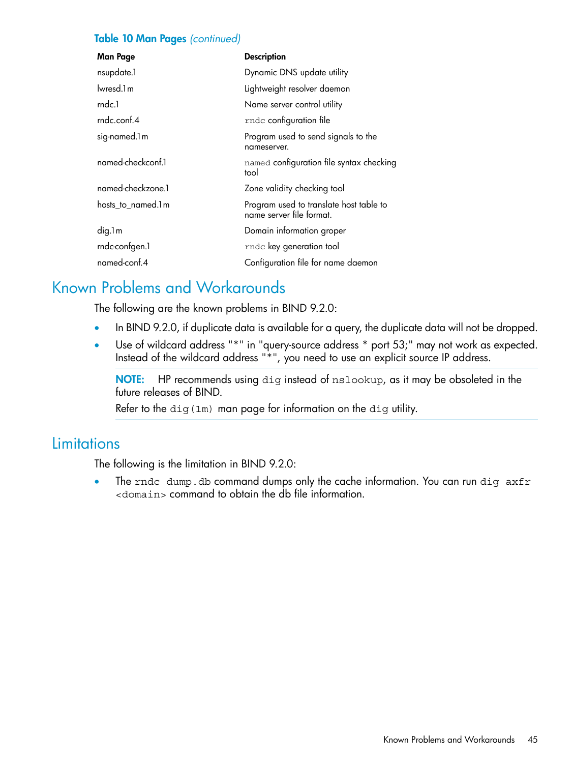**Table 10 Man Pages** *(continued)*

| Man Page | Description |
| --- | --- |
| nsupdate.1 | Dynamic DNS update utility |
| lwresd.1m | Lightweight resolver daemon |
| rndc.1 | Name server control utility |
| rndc.conf.4 | `rndc` configuration file |
| sig-named.1m | Program used to send signals to the nameserver. |
| named-checkconf.1 | `named` configuration file syntax checking tool |
| named-checkzone.1 | Zone validity checking tool |
| hosts_to_named.1m | Program used to translate host table to name server file format. |
| dig.1m | Domain information groper |
| rndc-confgen.1 | `rndc` key generation tool |
| named-conf.4 | Configuration file for name daemon |

# Known Problems and Workarounds

The following are the known problems in BIND 9.2.0:

- In BIND 9.2.0, if duplicate data is available for a query, the duplicate data will not be dropped.
- Use of wildcard address "*" in "query-source address * port 53;" may not work as expected. Instead of the wildcard address "*", you need to use an explicit source IP address.

**NOTE:** HP recommends using `dig` instead of `nslookup`, as it may be obsoleted in the future releases of BIND.

Refer to the `dig(1m)` man page for information on the `dig` utility.

# Limitations

The following is the limitation in BIND 9.2.0:

- The `rndc dump.db` command dumps only the cache information. You can run `dig axfr <domain>` command to obtain the db file information.